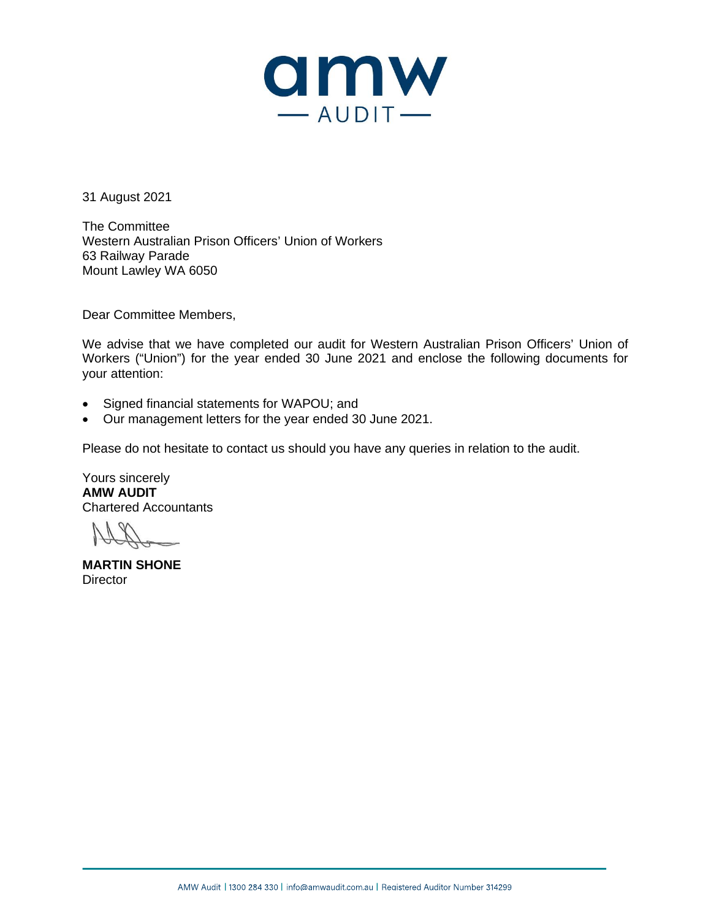amw
— AUDIT —

31 August 2021

The Committee
Western Australian Prison Officers' Union of Workers
63 Railway Parade
Mount Lawley WA 6050

Dear Committee Members,

We advise that we have completed our audit for Western Australian Prison Officers' Union of Workers ("Union") for the year ended 30 June 2021 and enclose the following documents for your attention:

- Signed financial statements for WAPOU; and
- Our management letters for the year ended 30 June 2021.

Please do not hesitate to contact us should you have any queries in relation to the audit.

Yours sincerely
**AMW AUDIT**
Chartered Accountants

**MARTIN SHONE**
Director

AMW Audit | 1300 284 330 | info@amwaudit.com.au | Registered Auditor Number 314299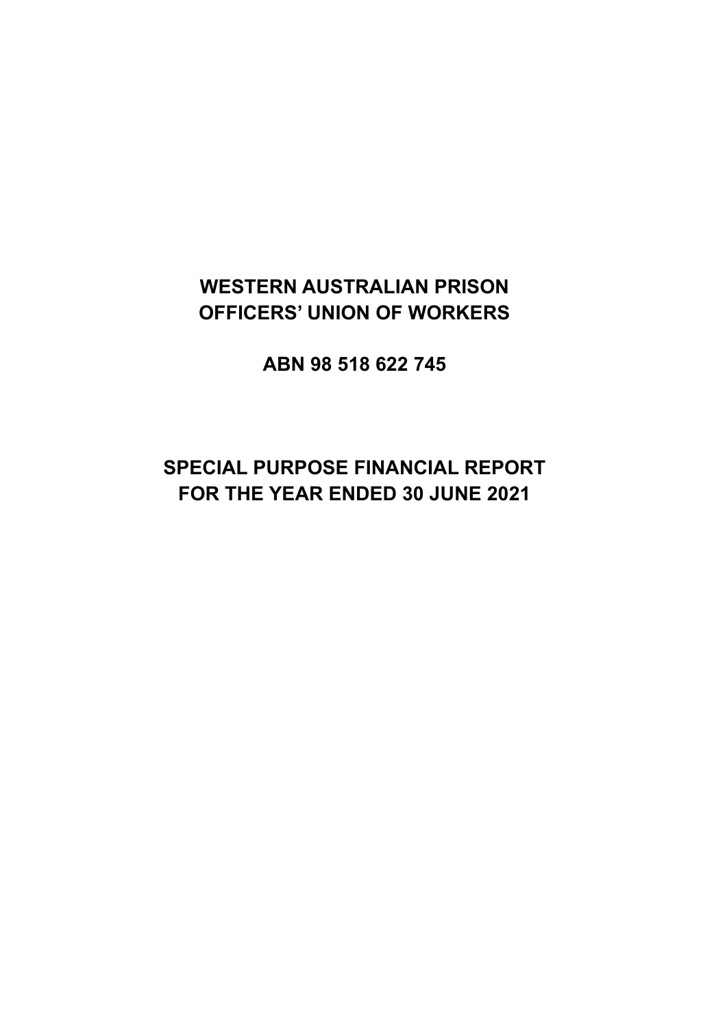# WESTERN AUSTRALIAN PRISON OFFICERS' UNION OF WORKERS

## ABN 98 518 622 745

## SPECIAL PURPOSE FINANCIAL REPORT FOR THE YEAR ENDED 30 JUNE 2021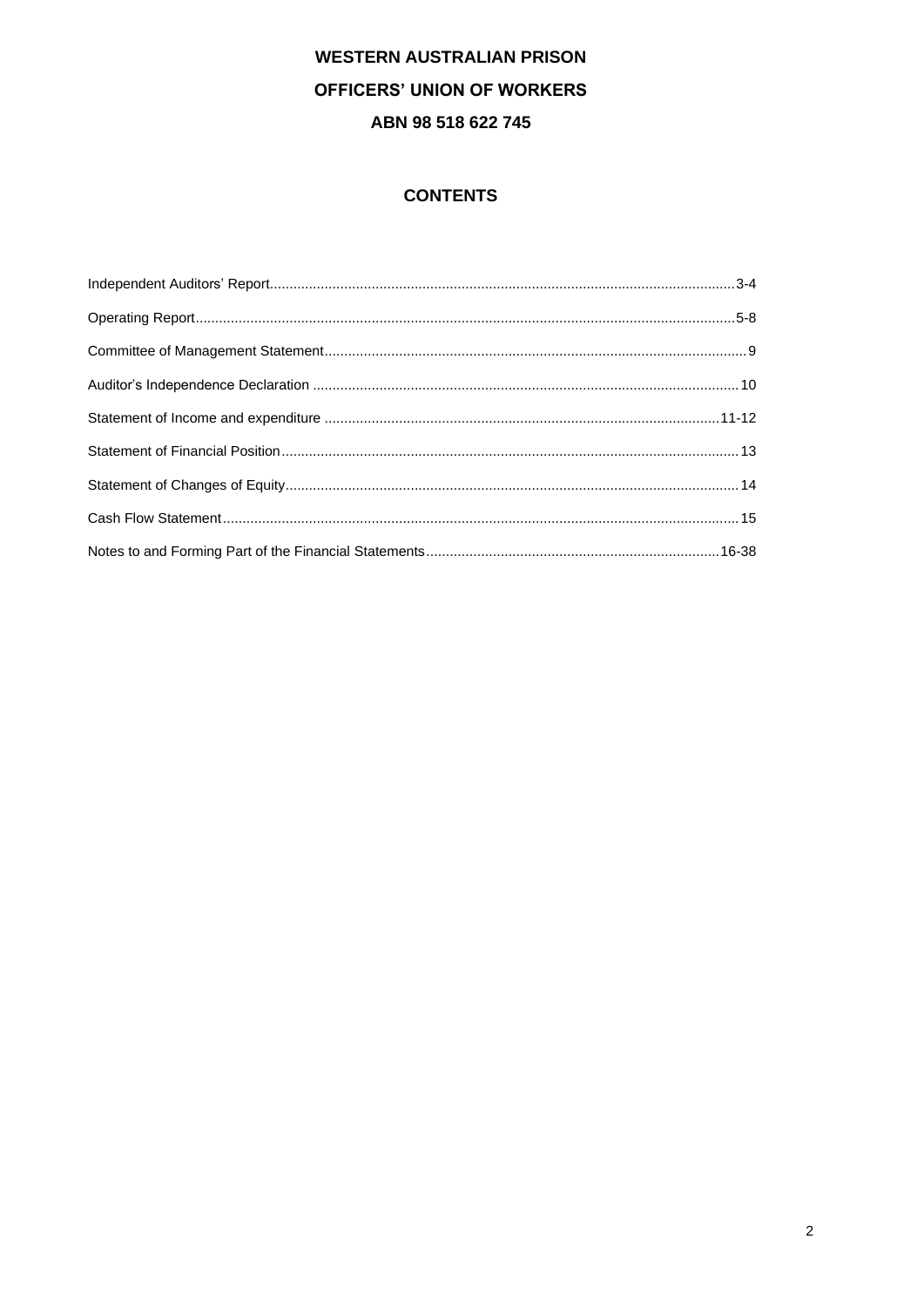# WESTERN AUSTRALIAN PRISON OFFICERS' UNION OF WORKERS

**ABN 98 518 622 745**

## CONTENTS

| | |
|---|---|
| Independent Auditors' Report | 3-4 |
| Operating Report | 5-8 |
| Committee of Management Statement | 9 |
| Auditor's Independence Declaration | 10 |
| Statement of Income and expenditure | 11-12 |
| Statement of Financial Position | 13 |
| Statement of Changes of Equity | 14 |
| Cash Flow Statement | 15 |
| Notes to and Forming Part of the Financial Statements | 16-38 |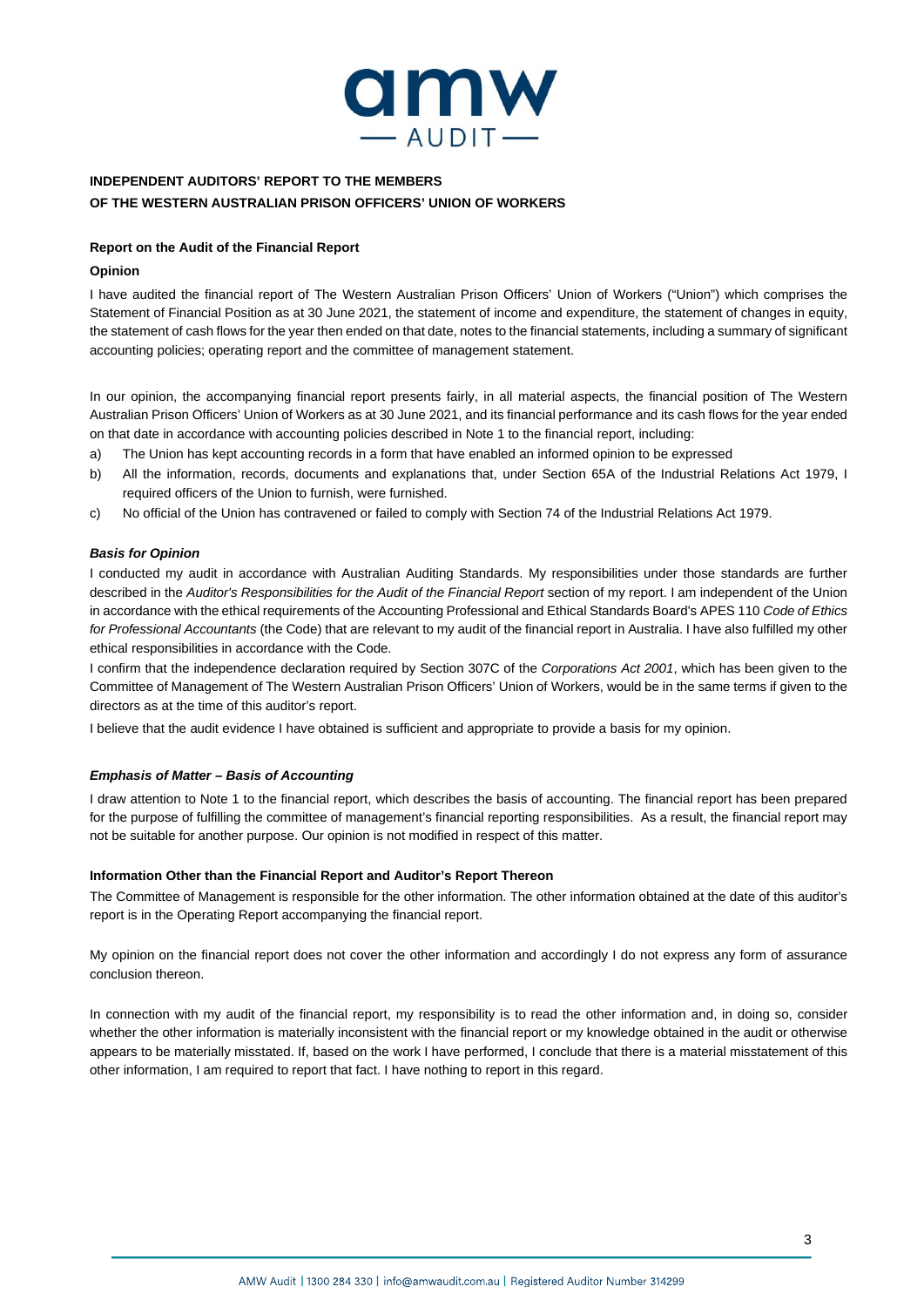**INDEPENDENT AUDITORS' REPORT TO THE MEMBERS**
**OF THE WESTERN AUSTRALIAN PRISON OFFICERS' UNION OF WORKERS**

**Report on the Audit of the Financial Report**

**Opinion**

I have audited the financial report of The Western Australian Prison Officers' Union of Workers ("Union") which comprises the Statement of Financial Position as at 30 June 2021, the statement of income and expenditure, the statement of changes in equity, the statement of cash flows for the year then ended on that date, notes to the financial statements, including a summary of significant accounting policies; operating report and the committee of management statement.

In our opinion, the accompanying financial report presents fairly, in all material aspects, the financial position of The Western Australian Prison Officers' Union of Workers as at 30 June 2021, and its financial performance and its cash flows for the year ended on that date in accordance with accounting policies described in Note 1 to the financial report, including:

a) The Union has kept accounting records in a form that have enabled an informed opinion to be expressed
b) All the information, records, documents and explanations that, under Section 65A of the Industrial Relations Act 1979, I required officers of the Union to furnish, were furnished.
c) No official of the Union has contravened or failed to comply with Section 74 of the Industrial Relations Act 1979.

***Basis for Opinion***

I conducted my audit in accordance with Australian Auditing Standards. My responsibilities under those standards are further described in the *Auditor's Responsibilities for the Audit of the Financial Report* section of my report. I am independent of the Union in accordance with the ethical requirements of the Accounting Professional and Ethical Standards Board's APES 110 *Code of Ethics for Professional Accountants* (the Code) that are relevant to my audit of the financial report in Australia. I have also fulfilled my other ethical responsibilities in accordance with the Code.

I confirm that the independence declaration required by Section 307C of the *Corporations Act 2001*, which has been given to the Committee of Management of The Western Australian Prison Officers' Union of Workers, would be in the same terms if given to the directors as at the time of this auditor's report.

I believe that the audit evidence I have obtained is sufficient and appropriate to provide a basis for my opinion.

***Emphasis of Matter – Basis of Accounting***

I draw attention to Note 1 to the financial report, which describes the basis of accounting. The financial report has been prepared for the purpose of fulfilling the committee of management's financial reporting responsibilities. As a result, the financial report may not be suitable for another purpose. Our opinion is not modified in respect of this matter.

**Information Other than the Financial Report and Auditor's Report Thereon**

The Committee of Management is responsible for the other information. The other information obtained at the date of this auditor's report is in the Operating Report accompanying the financial report.

My opinion on the financial report does not cover the other information and accordingly I do not express any form of assurance conclusion thereon.

In connection with my audit of the financial report, my responsibility is to read the other information and, in doing so, consider whether the other information is materially inconsistent with the financial report or my knowledge obtained in the audit or otherwise appears to be materially misstated. If, based on the work I have performed, I conclude that there is a material misstatement of this other information, I am required to report that fact. I have nothing to report in this regard.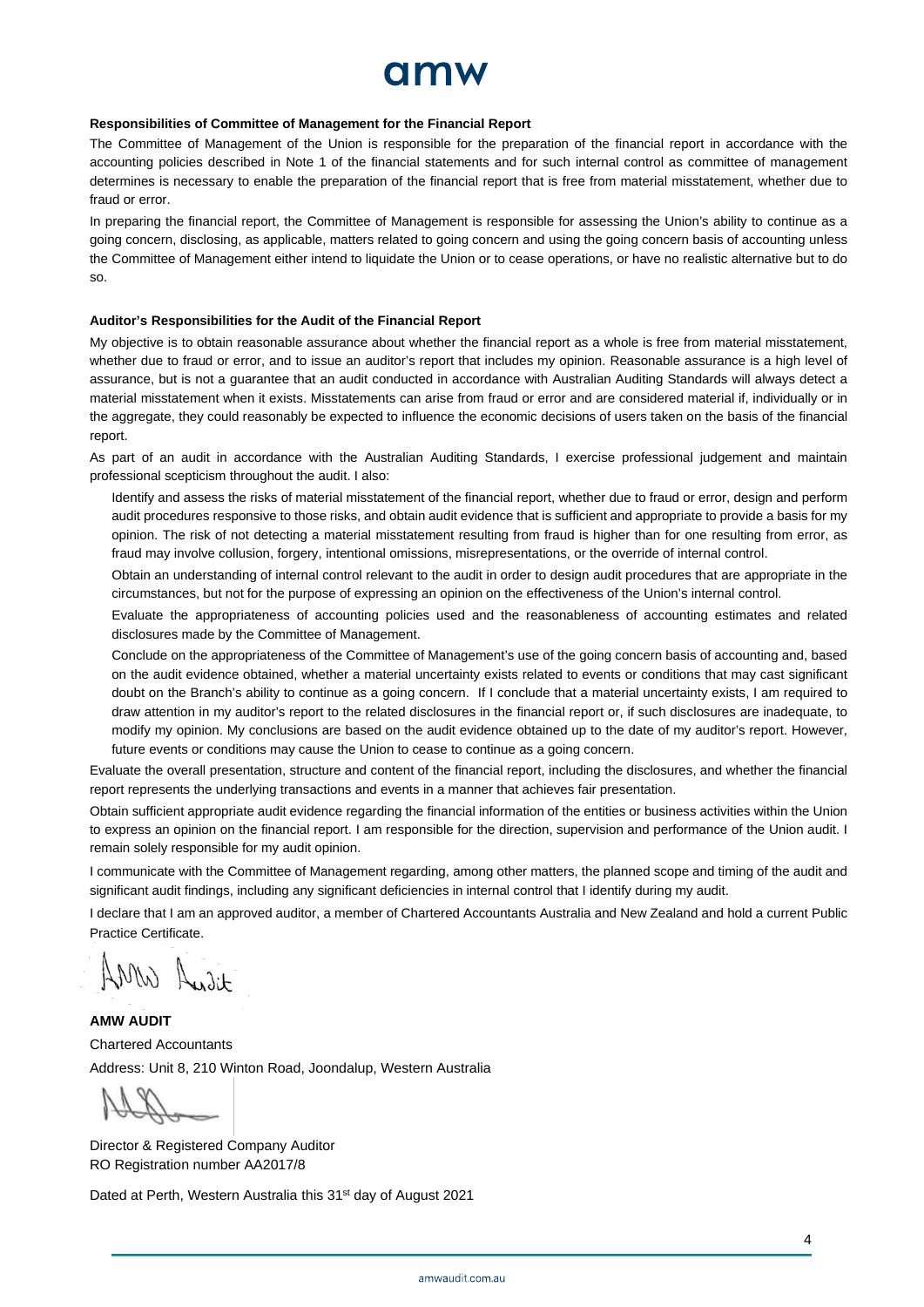**Responsibilities of Committee of Management for the Financial Report**

The Committee of Management of the Union is responsible for the preparation of the financial report in accordance with the accounting policies described in Note 1 of the financial statements and for such internal control as committee of management determines is necessary to enable the preparation of the financial report that is free from material misstatement, whether due to fraud or error.

In preparing the financial report, the Committee of Management is responsible for assessing the Union's ability to continue as a going concern, disclosing, as applicable, matters related to going concern and using the going concern basis of accounting unless the Committee of Management either intend to liquidate the Union or to cease operations, or have no realistic alternative but to do so.

**Auditor's Responsibilities for the Audit of the Financial Report**

My objective is to obtain reasonable assurance about whether the financial report as a whole is free from material misstatement, whether due to fraud or error, and to issue an auditor's report that includes my opinion. Reasonable assurance is a high level of assurance, but is not a guarantee that an audit conducted in accordance with Australian Auditing Standards will always detect a material misstatement when it exists. Misstatements can arise from fraud or error and are considered material if, individually or in the aggregate, they could reasonably be expected to influence the economic decisions of users taken on the basis of the financial report.

As part of an audit in accordance with the Australian Auditing Standards, I exercise professional judgement and maintain professional scepticism throughout the audit. I also:

Identify and assess the risks of material misstatement of the financial report, whether due to fraud or error, design and perform audit procedures responsive to those risks, and obtain audit evidence that is sufficient and appropriate to provide a basis for my opinion. The risk of not detecting a material misstatement resulting from fraud is higher than for one resulting from error, as fraud may involve collusion, forgery, intentional omissions, misrepresentations, or the override of internal control.

Obtain an understanding of internal control relevant to the audit in order to design audit procedures that are appropriate in the circumstances, but not for the purpose of expressing an opinion on the effectiveness of the Union's internal control.

Evaluate the appropriateness of accounting policies used and the reasonableness of accounting estimates and related disclosures made by the Committee of Management.

Conclude on the appropriateness of the Committee of Management's use of the going concern basis of accounting and, based on the audit evidence obtained, whether a material uncertainty exists related to events or conditions that may cast significant doubt on the Branch's ability to continue as a going concern. If I conclude that a material uncertainty exists, I am required to draw attention in my auditor's report to the related disclosures in the financial report or, if such disclosures are inadequate, to modify my opinion. My conclusions are based on the audit evidence obtained up to the date of my auditor's report. However, future events or conditions may cause the Union to cease to continue as a going concern.

Evaluate the overall presentation, structure and content of the financial report, including the disclosures, and whether the financial report represents the underlying transactions and events in a manner that achieves fair presentation.

Obtain sufficient appropriate audit evidence regarding the financial information of the entities or business activities within the Union to express an opinion on the financial report. I am responsible for the direction, supervision and performance of the Union audit. I remain solely responsible for my audit opinion.

I communicate with the Committee of Management regarding, among other matters, the planned scope and timing of the audit and significant audit findings, including any significant deficiencies in internal control that I identify during my audit.

I declare that I am an approved auditor, a member of Chartered Accountants Australia and New Zealand and hold a current Public Practice Certificate.

**AMW AUDIT**

Chartered Accountants

Address: Unit 8, 210 Winton Road, Joondalup, Western Australia

Director & Registered Company Auditor

RO Registration number AA2017/8

Dated at Perth, Western Australia this 31st day of August 2021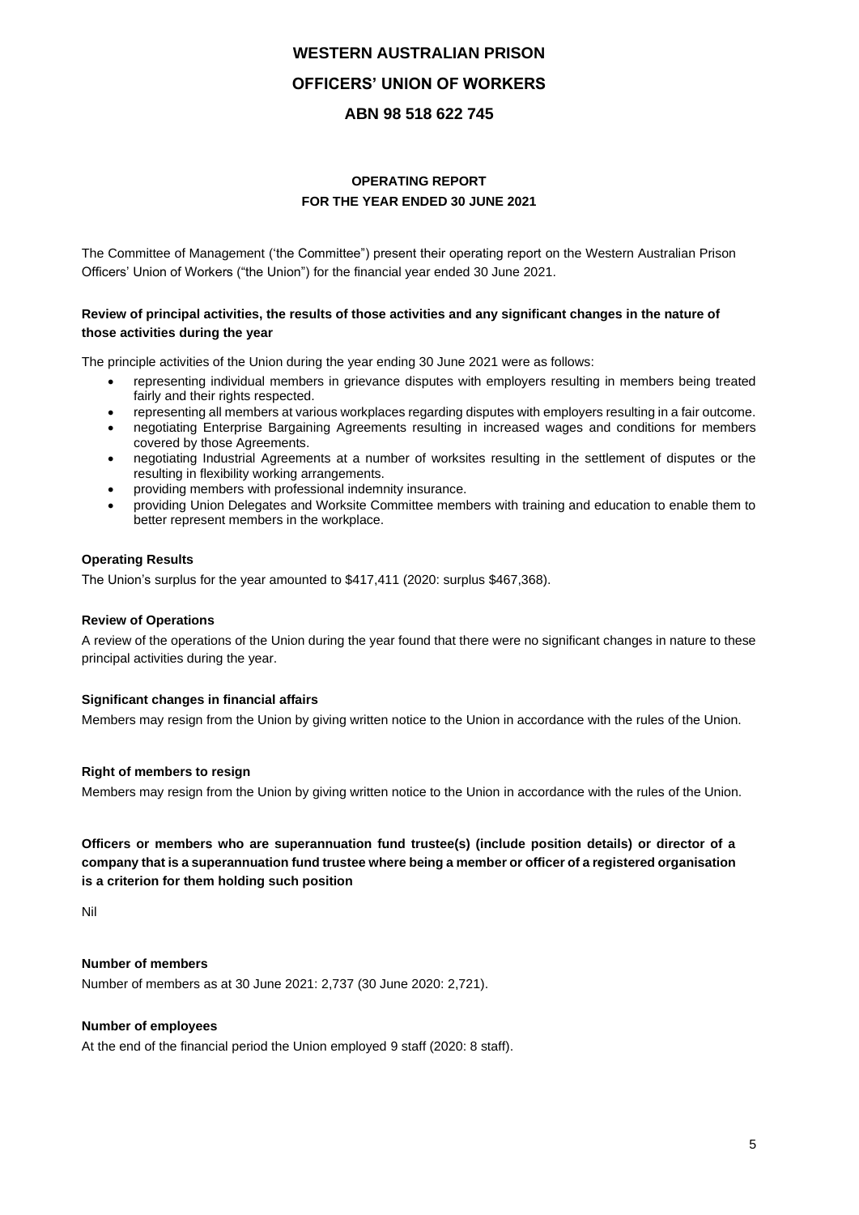# WESTERN AUSTRALIAN PRISON

# OFFICERS' UNION OF WORKERS

# ABN 98 518 622 745

## OPERATING REPORT
## FOR THE YEAR ENDED 30 JUNE 2021

The Committee of Management ('the Committee") present their operating report on the Western Australian Prison Officers' Union of Workers ("the Union") for the financial year ended 30 June 2021.

**Review of principal activities, the results of those activities and any significant changes in the nature of those activities during the year**

The principle activities of the Union during the year ending 30 June 2021 were as follows:

- representing individual members in grievance disputes with employers resulting in members being treated fairly and their rights respected.
- representing all members at various workplaces regarding disputes with employers resulting in a fair outcome.
- negotiating Enterprise Bargaining Agreements resulting in increased wages and conditions for members covered by those Agreements.
- negotiating Industrial Agreements at a number of worksites resulting in the settlement of disputes or the resulting in flexibility working arrangements.
- providing members with professional indemnity insurance.
- providing Union Delegates and Worksite Committee members with training and education to enable them to better represent members in the workplace.

**Operating Results**

The Union's surplus for the year amounted to $417,411 (2020: surplus $467,368).

**Review of Operations**

A review of the operations of the Union during the year found that there were no significant changes in nature to these principal activities during the year.

**Significant changes in financial affairs**

Members may resign from the Union by giving written notice to the Union in accordance with the rules of the Union.

**Right of members to resign**

Members may resign from the Union by giving written notice to the Union in accordance with the rules of the Union.

**Officers or members who are superannuation fund trustee(s) (include position details) or director of a company that is a superannuation fund trustee where being a member or officer of a registered organisation is a criterion for them holding such position**

Nil

**Number of members**

Number of members as at 30 June 2021: 2,737 (30 June 2020: 2,721).

**Number of employees**

At the end of the financial period the Union employed 9 staff (2020: 8 staff).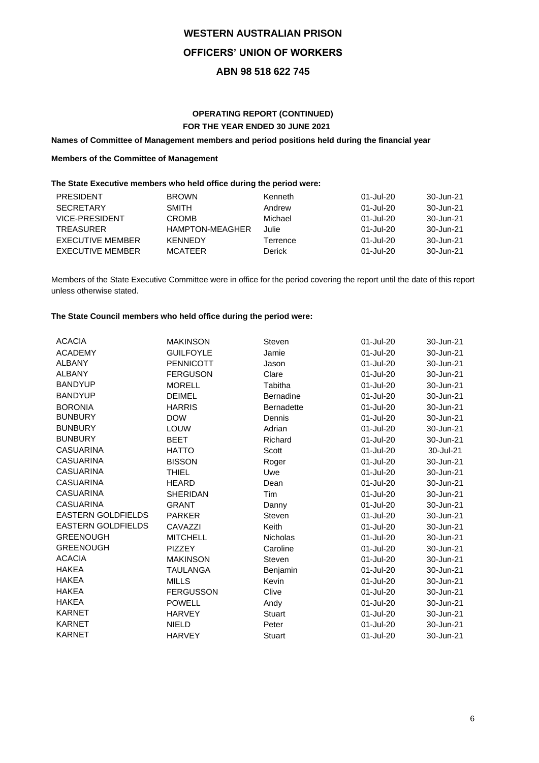# WESTERN AUSTRALIAN PRISON

# OFFICERS' UNION OF WORKERS

# ABN 98 518 622 745

## OPERATING REPORT (CONTINUED)
## FOR THE YEAR ENDED 30 JUNE 2021

**Names of Committee of Management members and period positions held during the financial year**

**Members of the Committee of Management**

**The State Executive members who held office during the period were:**

| | | | | |
|---|---|---|---|---|
| PRESIDENT | BROWN | Kenneth | 01-Jul-20 | 30-Jun-21 |
| SECRETARY | SMITH | Andrew | 01-Jul-20 | 30-Jun-21 |
| VICE-PRESIDENT | CROMB | Michael | 01-Jul-20 | 30-Jun-21 |
| TREASURER | HAMPTON-MEAGHER | Julie | 01-Jul-20 | 30-Jun-21 |
| EXECUTIVE MEMBER | KENNEDY | Terrence | 01-Jul-20 | 30-Jun-21 |
| EXECUTIVE MEMBER | MCATEER | Derick | 01-Jul-20 | 30-Jun-21 |

Members of the State Executive Committee were in office for the period covering the report until the date of this report unless otherwise stated.

**The State Council members who held office during the period were:**

| | | | | |
|---|---|---|---|---|
| ACACIA | MAKINSON | Steven | 01-Jul-20 | 30-Jun-21 |
| ACADEMY | GUILFOYLE | Jamie | 01-Jul-20 | 30-Jun-21 |
| ALBANY | PENNICOTT | Jason | 01-Jul-20 | 30-Jun-21 |
| ALBANY | FERGUSON | Clare | 01-Jul-20 | 30-Jun-21 |
| BANDYUP | MORELL | Tabitha | 01-Jul-20 | 30-Jun-21 |
| BANDYUP | DEIMEL | Bernadine | 01-Jul-20 | 30-Jun-21 |
| BORONIA | HARRIS | Bernadette | 01-Jul-20 | 30-Jun-21 |
| BUNBURY | DOW | Dennis | 01-Jul-20 | 30-Jun-21 |
| BUNBURY | LOUW | Adrian | 01-Jul-20 | 30-Jun-21 |
| BUNBURY | BEET | Richard | 01-Jul-20 | 30-Jun-21 |
| CASUARINA | HATTO | Scott | 01-Jul-20 | 30-Jul-21 |
| CASUARINA | BISSON | Roger | 01-Jul-20 | 30-Jun-21 |
| CASUARINA | THIEL | Uwe | 01-Jul-20 | 30-Jun-21 |
| CASUARINA | HEARD | Dean | 01-Jul-20 | 30-Jun-21 |
| CASUARINA | SHERIDAN | Tim | 01-Jul-20 | 30-Jun-21 |
| CASUARINA | GRANT | Danny | 01-Jul-20 | 30-Jun-21 |
| EASTERN GOLDFIELDS | PARKER | Steven | 01-Jul-20 | 30-Jun-21 |
| EASTERN GOLDFIELDS | CAVAZZI | Keith | 01-Jul-20 | 30-Jun-21 |
| GREENOUGH | MITCHELL | Nicholas | 01-Jul-20 | 30-Jun-21 |
| GREENOUGH | PIZZEY | Caroline | 01-Jul-20 | 30-Jun-21 |
| ACACIA | MAKINSON | Steven | 01-Jul-20 | 30-Jun-21 |
| HAKEA | TAULANGA | Benjamin | 01-Jul-20 | 30-Jun-21 |
| HAKEA | MILLS | Kevin | 01-Jul-20 | 30-Jun-21 |
| HAKEA | FERGUSSON | Clive | 01-Jul-20 | 30-Jun-21 |
| HAKEA | POWELL | Andy | 01-Jul-20 | 30-Jun-21 |
| KARNET | HARVEY | Stuart | 01-Jul-20 | 30-Jun-21 |
| KARNET | NIELD | Peter | 01-Jul-20 | 30-Jun-21 |
| KARNET | HARVEY | Stuart | 01-Jul-20 | 30-Jun-21 |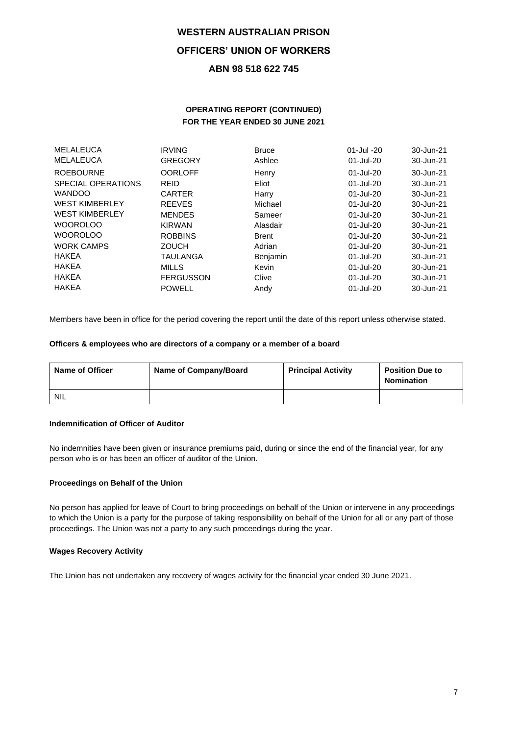**WESTERN AUSTRALIAN PRISON**

**OFFICERS' UNION OF WORKERS**

**ABN 98 518 622 745**

**OPERATING REPORT (CONTINUED)**
**FOR THE YEAR ENDED 30 JUNE 2021**

| | | | | |
|---|---|---|---|---|
| MELALEUCA | IRVING | Bruce | 01-Jul -20 | 30-Jun-21 |
| MELALEUCA | GREGORY | Ashlee | 01-Jul-20 | 30-Jun-21 |
| ROEBOURNE | OORLOFF | Henry | 01-Jul-20 | 30-Jun-21 |
| SPECIAL OPERATIONS | REID | Eliot | 01-Jul-20 | 30-Jun-21 |
| WANDOO | CARTER | Harry | 01-Jul-20 | 30-Jun-21 |
| WEST KIMBERLEY | REEVES | Michael | 01-Jul-20 | 30-Jun-21 |
| WEST KIMBERLEY | MENDES | Sameer | 01-Jul-20 | 30-Jun-21 |
| WOOROLOO | KIRWAN | Alasdair | 01-Jul-20 | 30-Jun-21 |
| WOOROLOO | ROBBINS | Brent | 01-Jul-20 | 30-Jun-21 |
| WORK CAMPS | ZOUCH | Adrian | 01-Jul-20 | 30-Jun-21 |
| HAKEA | TAULANGA | Benjamin | 01-Jul-20 | 30-Jun-21 |
| HAKEA | MILLS | Kevin | 01-Jul-20 | 30-Jun-21 |
| HAKEA | FERGUSSON | Clive | 01-Jul-20 | 30-Jun-21 |
| HAKEA | POWELL | Andy | 01-Jul-20 | 30-Jun-21 |

Members have been in office for the period covering the report until the date of this report unless otherwise stated.

**Officers & employees who are directors of a company or a member of a board**

| Name of Officer | Name of Company/Board | Principal Activity | Position Due to Nomination |
|---|---|---|---|
| NIL | | | |

**Indemnification of Officer of Auditor**

No indemnities have been given or insurance premiums paid, during or since the end of the financial year, for any person who is or has been an officer of auditor of the Union.

**Proceedings on Behalf of the Union**

No person has applied for leave of Court to bring proceedings on behalf of the Union or intervene in any proceedings to which the Union is a party for the purpose of taking responsibility on behalf of the Union for all or any part of those proceedings. The Union was not a party to any such proceedings during the year.

**Wages Recovery Activity**

The Union has not undertaken any recovery of wages activity for the financial year ended 30 June 2021.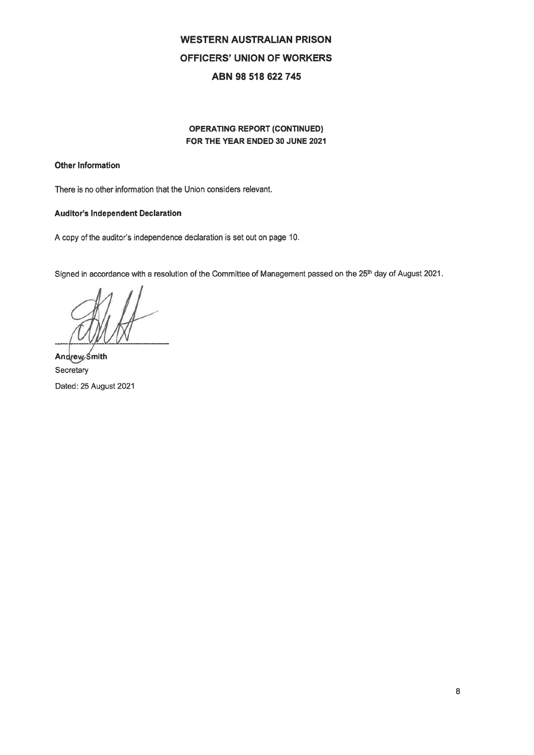# WESTERN AUSTRALIAN PRISON OFFICERS' UNION OF WORKERS

## ABN 98 518 622 745

### OPERATING REPORT (CONTINUED)
### FOR THE YEAR ENDED 30 JUNE 2021

**Other Information**

There is no other information that the Union considers relevant.

**Auditor's Independent Declaration**

A copy of the auditor's independence declaration is set out on page 10.

Signed in accordance with a resolution of the Committee of Management passed on the 25th day of August 2021.

**Andrew Smith**
Secretary
Dated: 25 August 2021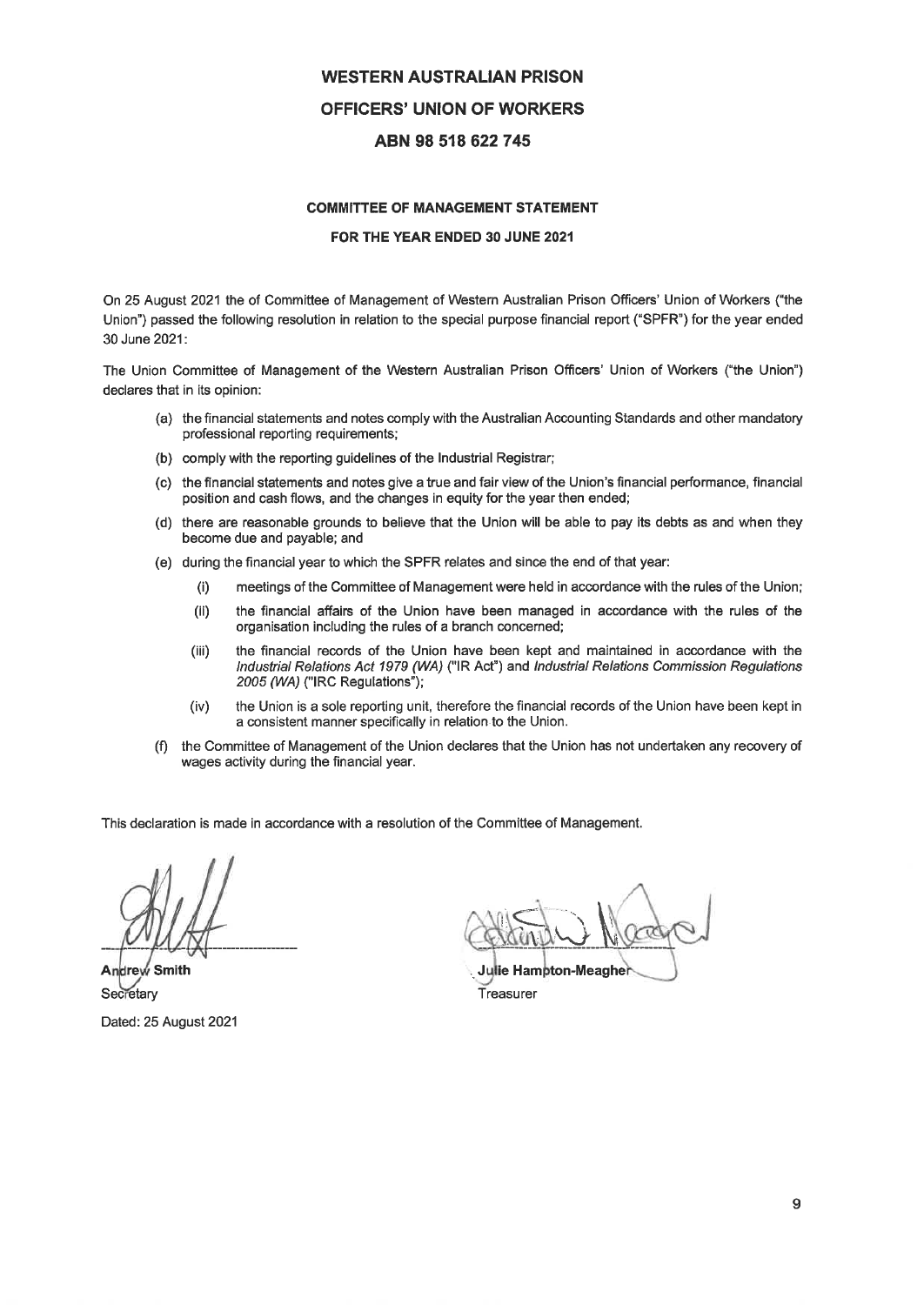# WESTERN AUSTRALIAN PRISON OFFICERS' UNION OF WORKERS

# ABN 98 518 622 745

### COMMITTEE OF MANAGEMENT STATEMENT

### FOR THE YEAR ENDED 30 JUNE 2021

On 25 August 2021 the of Committee of Management of Western Australian Prison Officers' Union of Workers ("the Union") passed the following resolution in relation to the special purpose financial report ("SPFR") for the year ended 30 June 2021:

The Union Committee of Management of the Western Australian Prison Officers' Union of Workers ("the Union") declares that in its opinion:

(a) the financial statements and notes comply with the Australian Accounting Standards and other mandatory professional reporting requirements;

(b) comply with the reporting guidelines of the Industrial Registrar;

(c) the financial statements and notes give a true and fair view of the Union's financial performance, financial position and cash flows, and the changes in equity for the year then ended;

(d) there are reasonable grounds to believe that the Union will be able to pay its debts as and when they become due and payable; and

(e) during the financial year to which the SPFR relates and since the end of that year:

  (i) meetings of the Committee of Management were held in accordance with the rules of the Union;

  (ii) the financial affairs of the Union have been managed in accordance with the rules of the organisation including the rules of a branch concerned;

  (iii) the financial records of the Union have been kept and maintained in accordance with the *Industrial Relations Act 1979 (WA)* ("IR Act") and *Industrial Relations Commission Regulations 2005 (WA)* ("IRC Regulations");

  (iv) the Union is a sole reporting unit, therefore the financial records of the Union have been kept in a consistent manner specifically in relation to the Union.

(f) the Committee of Management of the Union declares that the Union has not undertaken any recovery of wages activity during the financial year.

This declaration is made in accordance with a resolution of the Committee of Management.

**Andrew Smith**
Secretary

**Julie Hampton-Meagher**
Treasurer

Dated: 25 August 2021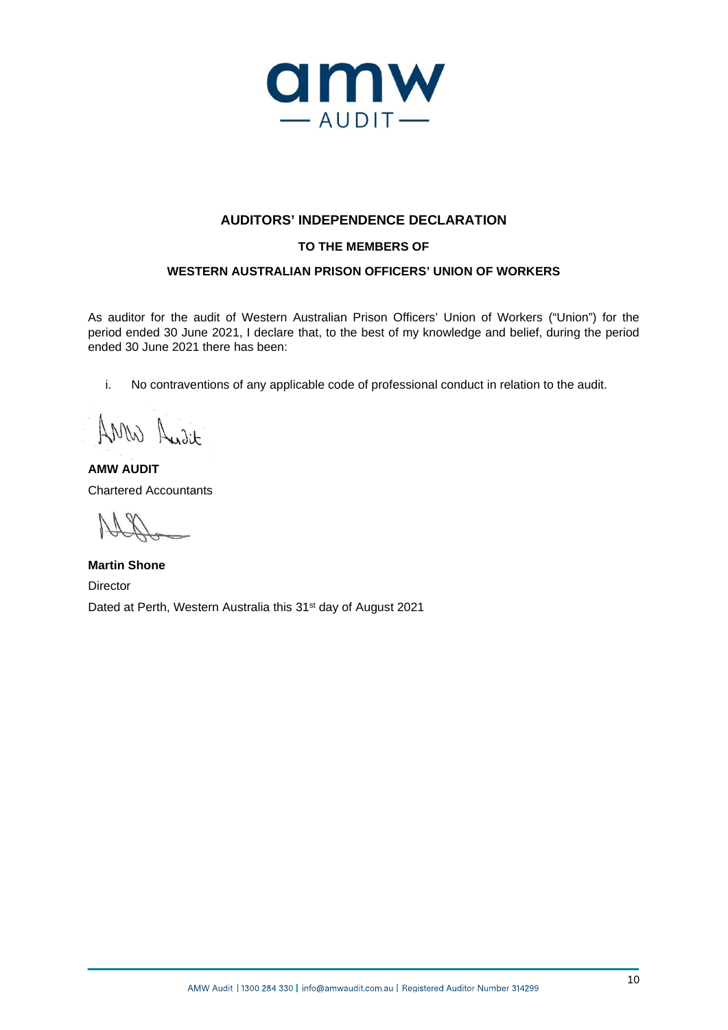## AUDITORS' INDEPENDENCE DECLARATION

### TO THE MEMBERS OF

### WESTERN AUSTRALIAN PRISON OFFICERS' UNION OF WORKERS

As auditor for the audit of Western Australian Prison Officers' Union of Workers ("Union") for the period ended 30 June 2021, I declare that, to the best of my knowledge and belief, during the period ended 30 June 2021 there has been:

i. No contraventions of any applicable code of professional conduct in relation to the audit.

**AMW AUDIT**
Chartered Accountants

**Martin Shone**
Director
Dated at Perth, Western Australia this 31st day of August 2021

AMW Audit | 1300 284 330 | info@amwaudit.com.au | Registered Auditor Number 314299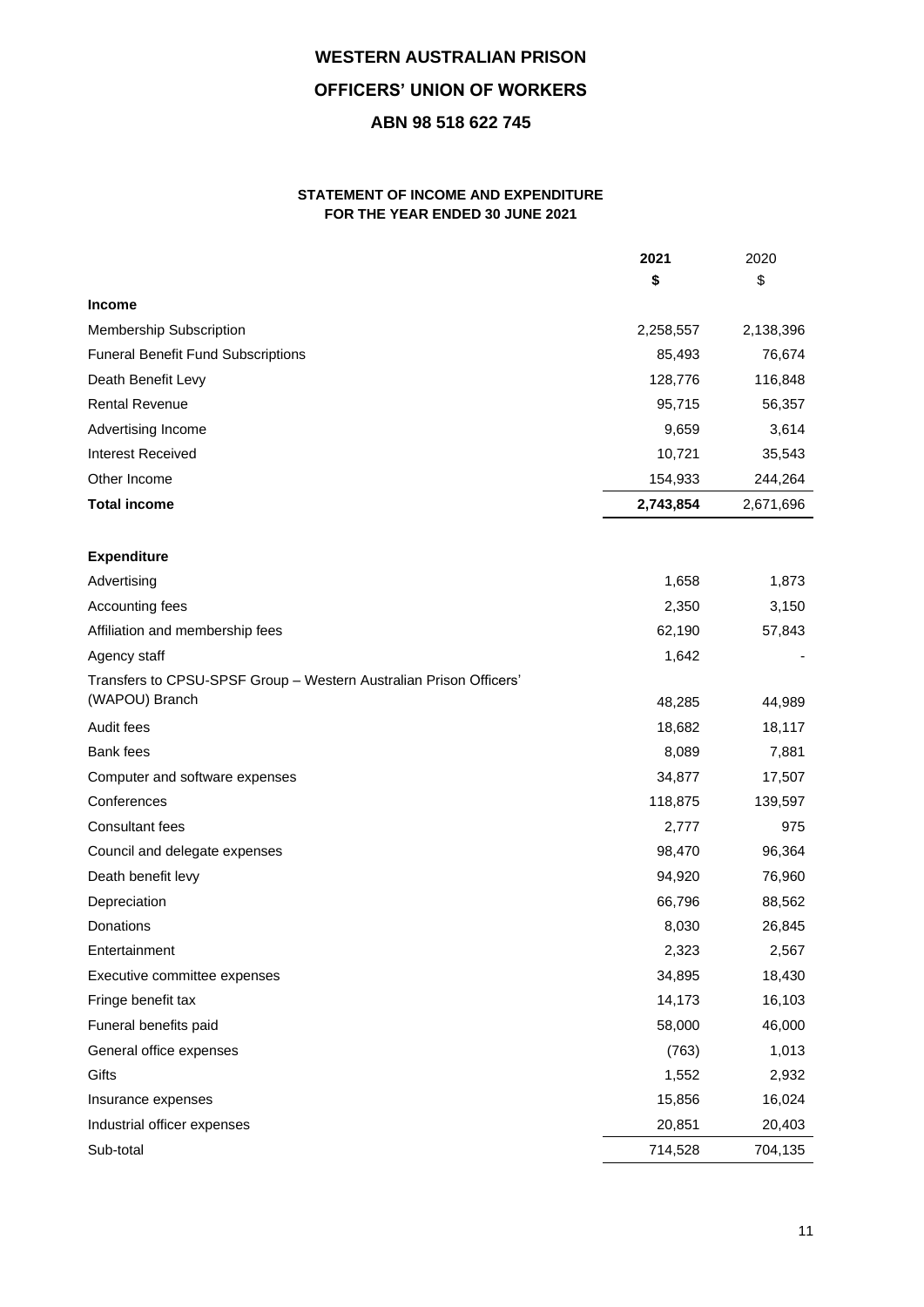# WESTERN AUSTRALIAN PRISON

# OFFICERS' UNION OF WORKERS

# ABN 98 518 622 745

## STATEMENT OF INCOME AND EXPENDITURE
## FOR THE YEAR ENDED 30 JUNE 2021

| | 2021 | 2020 |
|---|---|---|
| | $ | $ |
| **Income** | | |
| Membership Subscription | 2,258,557 | 2,138,396 |
| Funeral Benefit Fund Subscriptions | 85,493 | 76,674 |
| Death Benefit Levy | 128,776 | 116,848 |
| Rental Revenue | 95,715 | 56,357 |
| Advertising Income | 9,659 | 3,614 |
| Interest Received | 10,721 | 35,543 |
| Other Income | 154,933 | 244,264 |
| **Total income** | **2,743,854** | 2,671,696 |
| | | |
| **Expenditure** | | |
| Advertising | 1,658 | 1,873 |
| Accounting fees | 2,350 | 3,150 |
| Affiliation and membership fees | 62,190 | 57,843 |
| Agency staff | 1,642 | - |
| Transfers to CPSU-SPSF Group – Western Australian Prison Officers' (WAPOU) Branch | 48,285 | 44,989 |
| Audit fees | 18,682 | 18,117 |
| Bank fees | 8,089 | 7,881 |
| Computer and software expenses | 34,877 | 17,507 |
| Conferences | 118,875 | 139,597 |
| Consultant fees | 2,777 | 975 |
| Council and delegate expenses | 98,470 | 96,364 |
| Death benefit levy | 94,920 | 76,960 |
| Depreciation | 66,796 | 88,562 |
| Donations | 8,030 | 26,845 |
| Entertainment | 2,323 | 2,567 |
| Executive committee expenses | 34,895 | 18,430 |
| Fringe benefit tax | 14,173 | 16,103 |
| Funeral benefits paid | 58,000 | 46,000 |
| General office expenses | (763) | 1,013 |
| Gifts | 1,552 | 2,932 |
| Insurance expenses | 15,856 | 16,024 |
| Industrial officer expenses | 20,851 | 20,403 |
| Sub-total | 714,528 | 704,135 |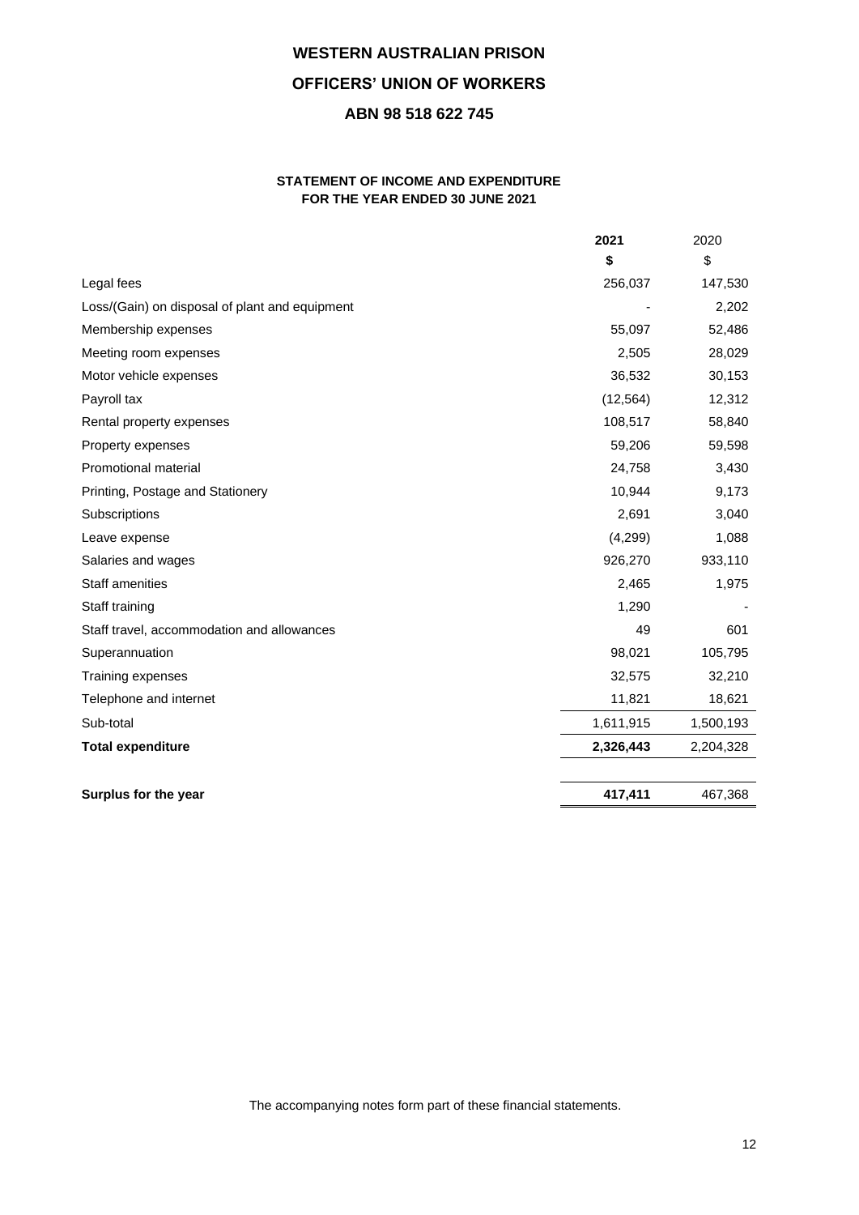**WESTERN AUSTRALIAN PRISON**

**OFFICERS' UNION OF WORKERS**

**ABN 98 518 622 745**

**STATEMENT OF INCOME AND EXPENDITURE**
**FOR THE YEAR ENDED 30 JUNE 2021**

| | **2021** | 2020 |
|---|---|---|
| | **$** | $ |
| Legal fees | 256,037 | 147,530 |
| Loss/(Gain) on disposal of plant and equipment | - | 2,202 |
| Membership expenses | 55,097 | 52,486 |
| Meeting room expenses | 2,505 | 28,029 |
| Motor vehicle expenses | 36,532 | 30,153 |
| Payroll tax | (12,564) | 12,312 |
| Rental property expenses | 108,517 | 58,840 |
| Property expenses | 59,206 | 59,598 |
| Promotional material | 24,758 | 3,430 |
| Printing, Postage and Stationery | 10,944 | 9,173 |
| Subscriptions | 2,691 | 3,040 |
| Leave expense | (4,299) | 1,088 |
| Salaries and wages | 926,270 | 933,110 |
| Staff amenities | 2,465 | 1,975 |
| Staff training | 1,290 | - |
| Staff travel, accommodation and allowances | 49 | 601 |
| Superannuation | 98,021 | 105,795 |
| Training expenses | 32,575 | 32,210 |
| Telephone and internet | 11,821 | 18,621 |
| Sub-total | 1,611,915 | 1,500,193 |
| **Total expenditure** | **2,326,443** | 2,204,328 |
| | | |
| **Surplus for the year** | **417,411** | 467,368 |

The accompanying notes form part of these financial statements.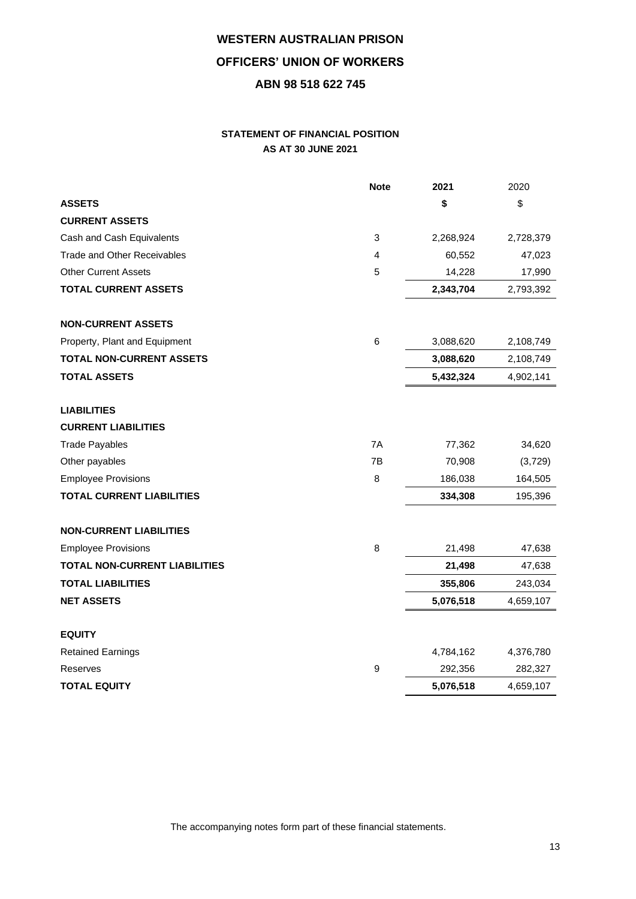# WESTERN AUSTRALIAN PRISON

# OFFICERS' UNION OF WORKERS

# ABN 98 518 622 745

## STATEMENT OF FINANCIAL POSITION
### AS AT 30 JUNE 2021

| | Note | 2021 | 2020 |
|---|---|---|---|
| **ASSETS** | | **$** | $ |
| **CURRENT ASSETS** | | | |
| Cash and Cash Equivalents | 3 | 2,268,924 | 2,728,379 |
| Trade and Other Receivables | 4 | 60,552 | 47,023 |
| Other Current Assets | 5 | 14,228 | 17,990 |
| **TOTAL CURRENT ASSETS** | | **2,343,704** | 2,793,392 |
| | | | |
| **NON-CURRENT ASSETS** | | | |
| Property, Plant and Equipment | 6 | 3,088,620 | 2,108,749 |
| **TOTAL NON-CURRENT ASSETS** | | **3,088,620** | 2,108,749 |
| **TOTAL ASSETS** | | **5,432,324** | 4,902,141 |
| | | | |
| **LIABILITIES** | | | |
| **CURRENT LIABILITIES** | | | |
| Trade Payables | 7A | 77,362 | 34,620 |
| Other payables | 7B | 70,908 | (3,729) |
| Employee Provisions | 8 | 186,038 | 164,505 |
| **TOTAL CURRENT LIABILITIES** | | **334,308** | 195,396 |
| | | | |
| **NON-CURRENT LIABILITIES** | | | |
| Employee Provisions | 8 | 21,498 | 47,638 |
| **TOTAL NON-CURRENT LIABILITIES** | | **21,498** | 47,638 |
| **TOTAL LIABILITIES** | | **355,806** | 243,034 |
| **NET ASSETS** | | **5,076,518** | 4,659,107 |
| | | | |
| **EQUITY** | | | |
| Retained Earnings | | 4,784,162 | 4,376,780 |
| Reserves | 9 | 292,356 | 282,327 |
| **TOTAL EQUITY** | | **5,076,518** | 4,659,107 |

The accompanying notes form part of these financial statements.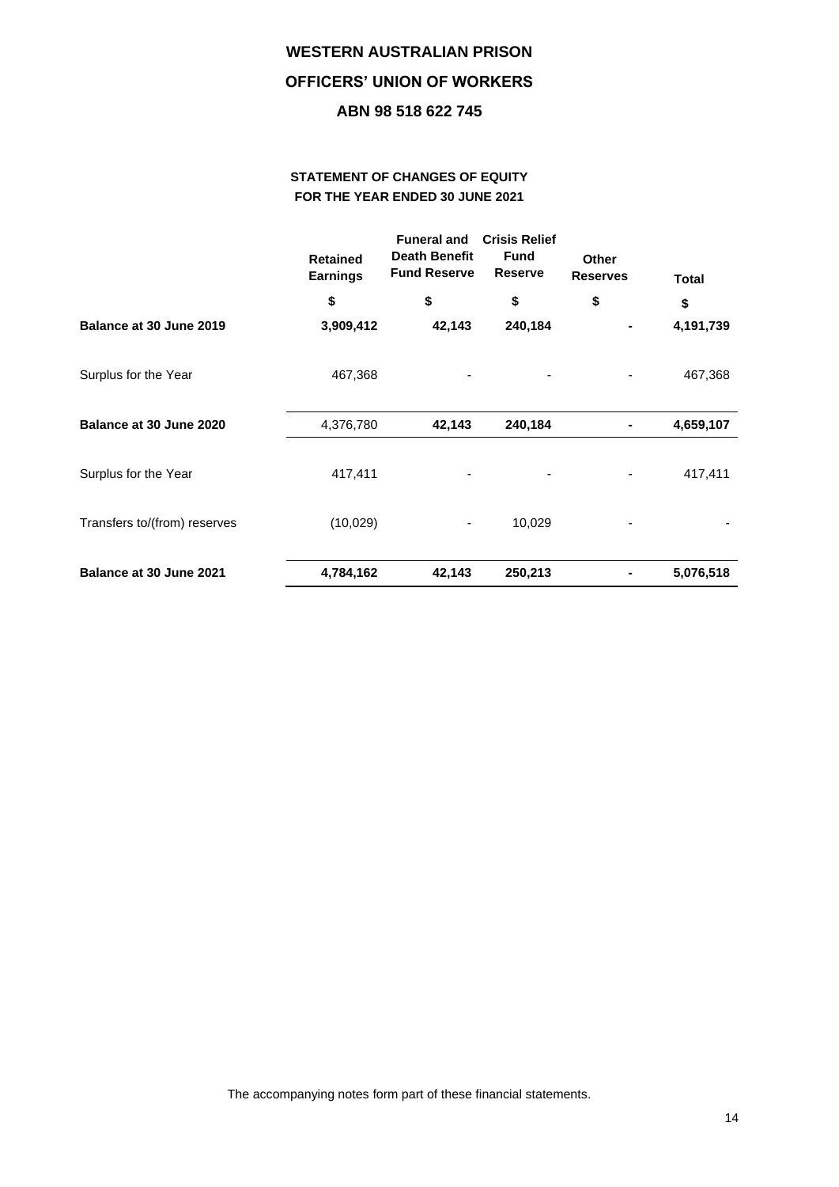# WESTERN AUSTRALIAN PRISON

# OFFICERS' UNION OF WORKERS

## ABN 98 518 622 745

### STATEMENT OF CHANGES OF EQUITY
### FOR THE YEAR ENDED 30 JUNE 2021

| | Retained Earnings | Funeral and Death Benefit Fund Reserve | Crisis Relief Fund Reserve | Other Reserves | Total |
|---|---|---|---|---|---|
| | $ | $ | $ | $ | $ |
| **Balance at 30 June 2019** | **3,909,412** | **42,143** | **240,184** | **-** | **4,191,739** |
| Surplus for the Year | 467,368 | - | - | - | 467,368 |
| **Balance at 30 June 2020** | 4,376,780 | **42,143** | **240,184** | **-** | **4,659,107** |
| Surplus for the Year | 417,411 | - | - | - | 417,411 |
| Transfers to/(from) reserves | (10,029) | - | 10,029 | - | - |
| **Balance at 30 June 2021** | **4,784,162** | **42,143** | **250,213** | **-** | **5,076,518** |

The accompanying notes form part of these financial statements.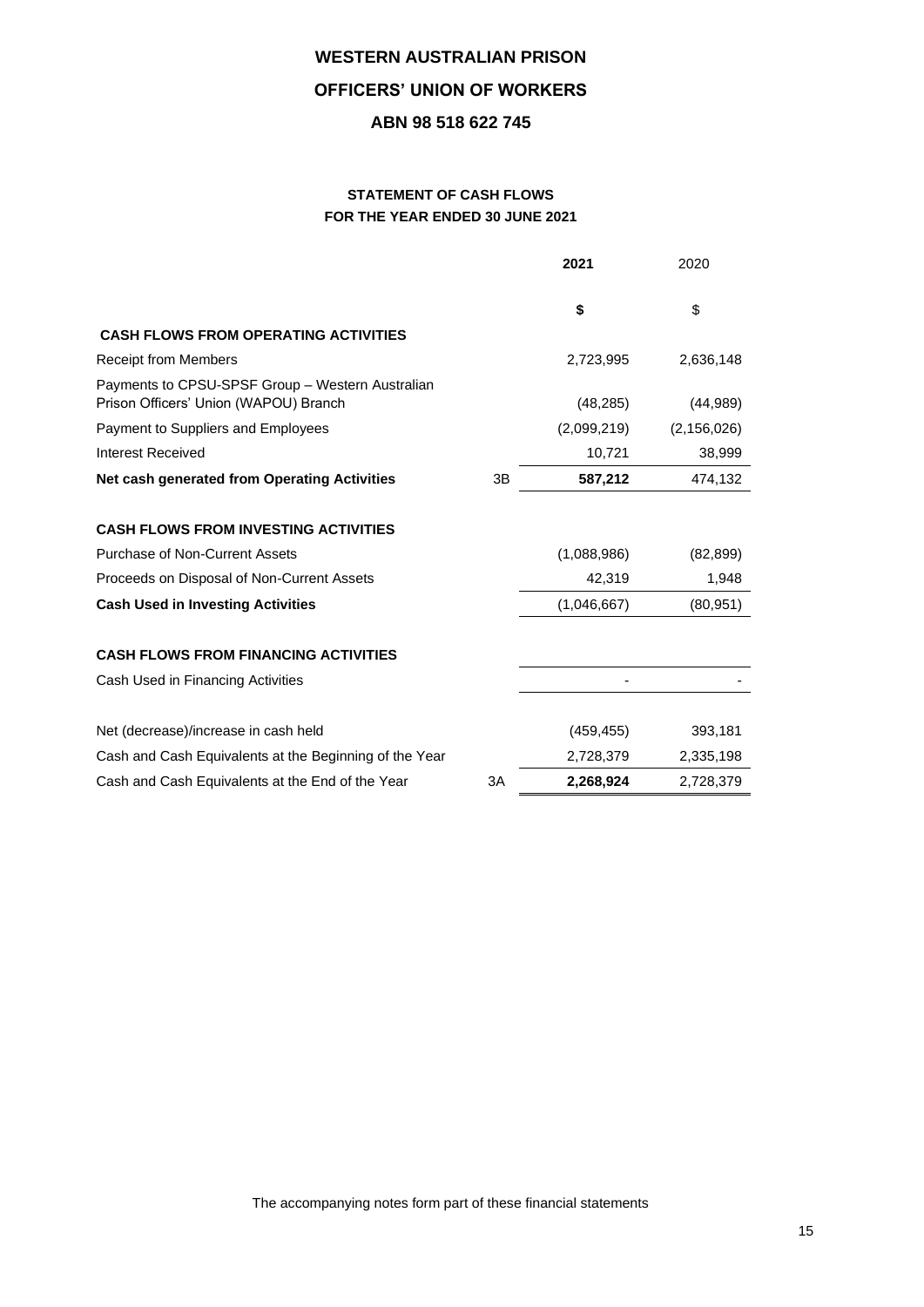# WESTERN AUSTRALIAN PRISON

# OFFICERS' UNION OF WORKERS

# ABN 98 518 622 745

## STATEMENT OF CASH FLOWS
## FOR THE YEAR ENDED 30 JUNE 2021

| | | **2021** | 2020 |
|---|---|---|---|
| | | **$** | $ |
| **CASH FLOWS FROM OPERATING ACTIVITIES** | | | |
| Receipt from Members | | 2,723,995 | 2,636,148 |
| Payments to CPSU-SPSF Group – Western Australian Prison Officers' Union (WAPOU) Branch | | (48,285) | (44,989) |
| Payment to Suppliers and Employees | | (2,099,219) | (2,156,026) |
| Interest Received | | 10,721 | 38,999 |
| **Net cash generated from Operating Activities** | 3B | **587,212** | 474,132 |
| | | | |
| **CASH FLOWS FROM INVESTING ACTIVITIES** | | | |
| Purchase of Non-Current Assets | | (1,088,986) | (82,899) |
| Proceeds on Disposal of Non-Current Assets | | 42,319 | 1,948 |
| **Cash Used in Investing Activities** | | (1,046,667) | (80,951) |
| | | | |
| **CASH FLOWS FROM FINANCING ACTIVITIES** | | | |
| Cash Used in Financing Activities | | - | - |
| | | | |
| Net (decrease)/increase in cash held | | (459,455) | 393,181 |
| Cash and Cash Equivalents at the Beginning of the Year | | 2,728,379 | 2,335,198 |
| Cash and Cash Equivalents at the End of the Year | 3A | **2,268,924** | 2,728,379 |

The accompanying notes form part of these financial statements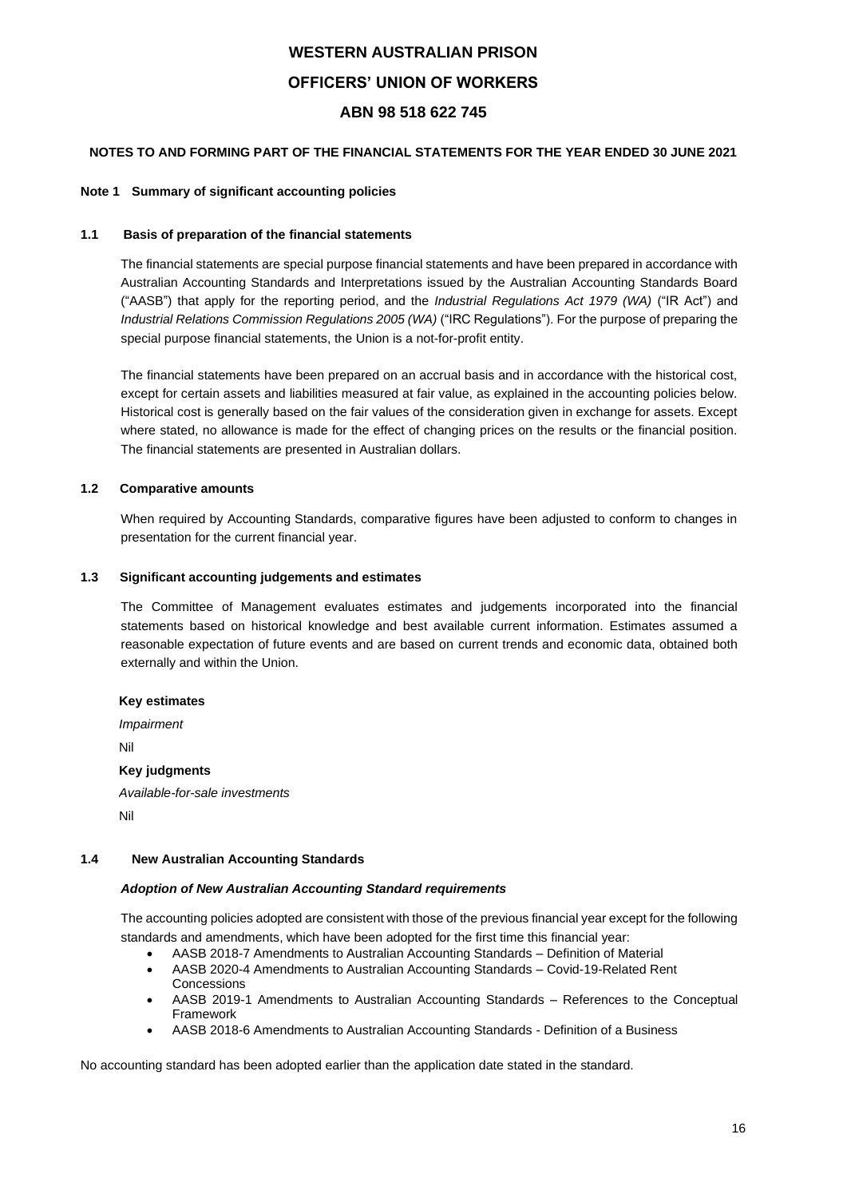# WESTERN AUSTRALIAN PRISON

# OFFICERS' UNION OF WORKERS

# ABN 98 518 622 745

**NOTES TO AND FORMING PART OF THE FINANCIAL STATEMENTS FOR THE YEAR ENDED 30 JUNE 2021**

## Note 1 Summary of significant accounting policies

### 1.1 Basis of preparation of the financial statements

The financial statements are special purpose financial statements and have been prepared in accordance with Australian Accounting Standards and Interpretations issued by the Australian Accounting Standards Board ("AASB") that apply for the reporting period, and the *Industrial Regulations Act 1979 (WA)* ("IR Act") and *Industrial Relations Commission Regulations 2005 (WA)* ("IRC Regulations"). For the purpose of preparing the special purpose financial statements, the Union is a not-for-profit entity.

The financial statements have been prepared on an accrual basis and in accordance with the historical cost, except for certain assets and liabilities measured at fair value, as explained in the accounting policies below. Historical cost is generally based on the fair values of the consideration given in exchange for assets. Except where stated, no allowance is made for the effect of changing prices on the results or the financial position. The financial statements are presented in Australian dollars.

### 1.2 Comparative amounts

When required by Accounting Standards, comparative figures have been adjusted to conform to changes in presentation for the current financial year.

### 1.3 Significant accounting judgements and estimates

The Committee of Management evaluates estimates and judgements incorporated into the financial statements based on historical knowledge and best available current information. Estimates assumed a reasonable expectation of future events and are based on current trends and economic data, obtained both externally and within the Union.

**Key estimates**

*Impairment*

Nil

**Key judgments**

*Available-for-sale investments*

Nil

### 1.4 New Australian Accounting Standards

***Adoption of New Australian Accounting Standard requirements***

The accounting policies adopted are consistent with those of the previous financial year except for the following standards and amendments, which have been adopted for the first time this financial year:

- AASB 2018-7 Amendments to Australian Accounting Standards – Definition of Material
- AASB 2020-4 Amendments to Australian Accounting Standards – Covid-19-Related Rent Concessions
- AASB 2019-1 Amendments to Australian Accounting Standards – References to the Conceptual Framework
- AASB 2018-6 Amendments to Australian Accounting Standards - Definition of a Business

No accounting standard has been adopted earlier than the application date stated in the standard.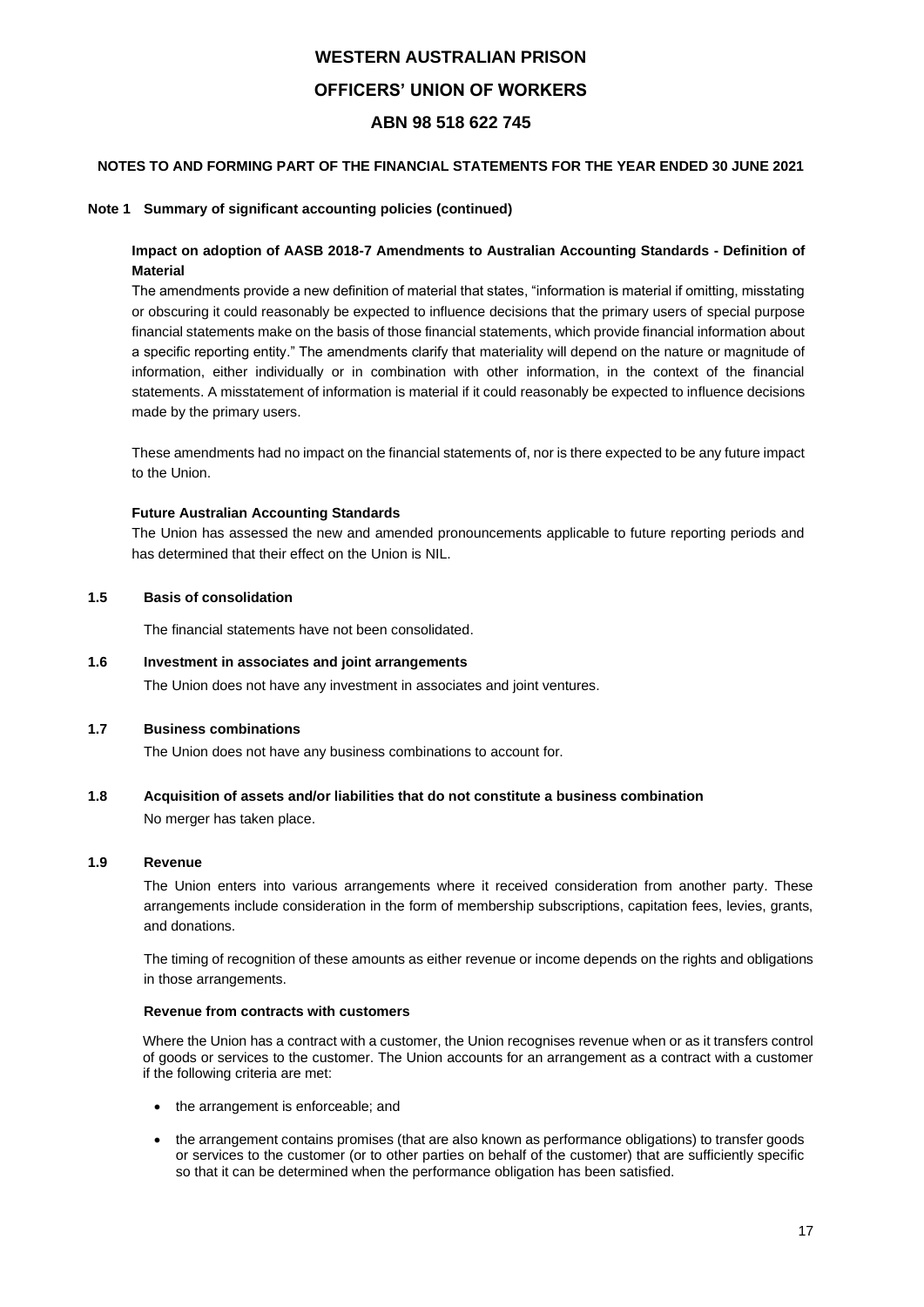**Note 1 Summary of significant accounting policies (continued)**

**Impact on adoption of AASB 2018-7 Amendments to Australian Accounting Standards - Definition of Material**

The amendments provide a new definition of material that states, "information is material if omitting, misstating or obscuring it could reasonably be expected to influence decisions that the primary users of special purpose financial statements make on the basis of those financial statements, which provide financial information about a specific reporting entity." The amendments clarify that materiality will depend on the nature or magnitude of information, either individually or in combination with other information, in the context of the financial statements. A misstatement of information is material if it could reasonably be expected to influence decisions made by the primary users.

These amendments had no impact on the financial statements of, nor is there expected to be any future impact to the Union.

**Future Australian Accounting Standards**

The Union has assessed the new and amended pronouncements applicable to future reporting periods and has determined that their effect on the Union is NIL.

**1.5 Basis of consolidation**

The financial statements have not been consolidated.

**1.6 Investment in associates and joint arrangements**

The Union does not have any investment in associates and joint ventures.

**1.7 Business combinations**

The Union does not have any business combinations to account for.

**1.8 Acquisition of assets and/or liabilities that do not constitute a business combination**

No merger has taken place.

**1.9 Revenue**

The Union enters into various arrangements where it received consideration from another party. These arrangements include consideration in the form of membership subscriptions, capitation fees, levies, grants, and donations.

The timing of recognition of these amounts as either revenue or income depends on the rights and obligations in those arrangements.

**Revenue from contracts with customers**

Where the Union has a contract with a customer, the Union recognises revenue when or as it transfers control of goods or services to the customer. The Union accounts for an arrangement as a contract with a customer if the following criteria are met:

- the arrangement is enforceable; and
- the arrangement contains promises (that are also known as performance obligations) to transfer goods or services to the customer (or to other parties on behalf of the customer) that are sufficiently specific so that it can be determined when the performance obligation has been satisfied.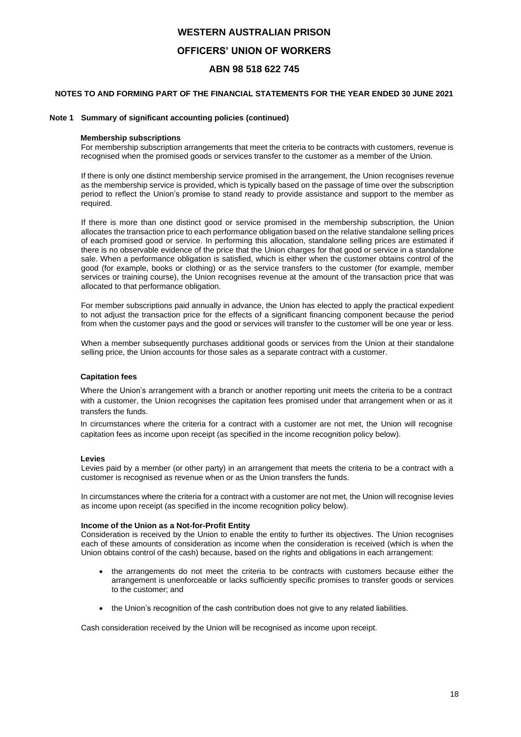# WESTERN AUSTRALIAN PRISON

# OFFICERS' UNION OF WORKERS

# ABN 98 518 622 745

## NOTES TO AND FORMING PART OF THE FINANCIAL STATEMENTS FOR THE YEAR ENDED 30 JUNE 2021

### Note 1 Summary of significant accounting policies (continued)

**Membership subscriptions**

For membership subscription arrangements that meet the criteria to be contracts with customers, revenue is recognised when the promised goods or services transfer to the customer as a member of the Union.

If there is only one distinct membership service promised in the arrangement, the Union recognises revenue as the membership service is provided, which is typically based on the passage of time over the subscription period to reflect the Union's promise to stand ready to provide assistance and support to the member as required.

If there is more than one distinct good or service promised in the membership subscription, the Union allocates the transaction price to each performance obligation based on the relative standalone selling prices of each promised good or service. In performing this allocation, standalone selling prices are estimated if there is no observable evidence of the price that the Union charges for that good or service in a standalone sale. When a performance obligation is satisfied, which is either when the customer obtains control of the good (for example, books or clothing) or as the service transfers to the customer (for example, member services or training course), the Union recognises revenue at the amount of the transaction price that was allocated to that performance obligation.

For member subscriptions paid annually in advance, the Union has elected to apply the practical expedient to not adjust the transaction price for the effects of a significant financing component because the period from when the customer pays and the good or services will transfer to the customer will be one year or less.

When a member subsequently purchases additional goods or services from the Union at their standalone selling price, the Union accounts for those sales as a separate contract with a customer.

**Capitation fees**

Where the Union's arrangement with a branch or another reporting unit meets the criteria to be a contract with a customer, the Union recognises the capitation fees promised under that arrangement when or as it transfers the funds.

In circumstances where the criteria for a contract with a customer are not met, the Union will recognise capitation fees as income upon receipt (as specified in the income recognition policy below).

**Levies**

Levies paid by a member (or other party) in an arrangement that meets the criteria to be a contract with a customer is recognised as revenue when or as the Union transfers the funds.

In circumstances where the criteria for a contract with a customer are not met, the Union will recognise levies as income upon receipt (as specified in the income recognition policy below).

**Income of the Union as a Not-for-Profit Entity**

Consideration is received by the Union to enable the entity to further its objectives. The Union recognises each of these amounts of consideration as income when the consideration is received (which is when the Union obtains control of the cash) because, based on the rights and obligations in each arrangement:

- the arrangements do not meet the criteria to be contracts with customers because either the arrangement is unenforceable or lacks sufficiently specific promises to transfer goods or services to the customer; and
- the Union's recognition of the cash contribution does not give to any related liabilities.

Cash consideration received by the Union will be recognised as income upon receipt.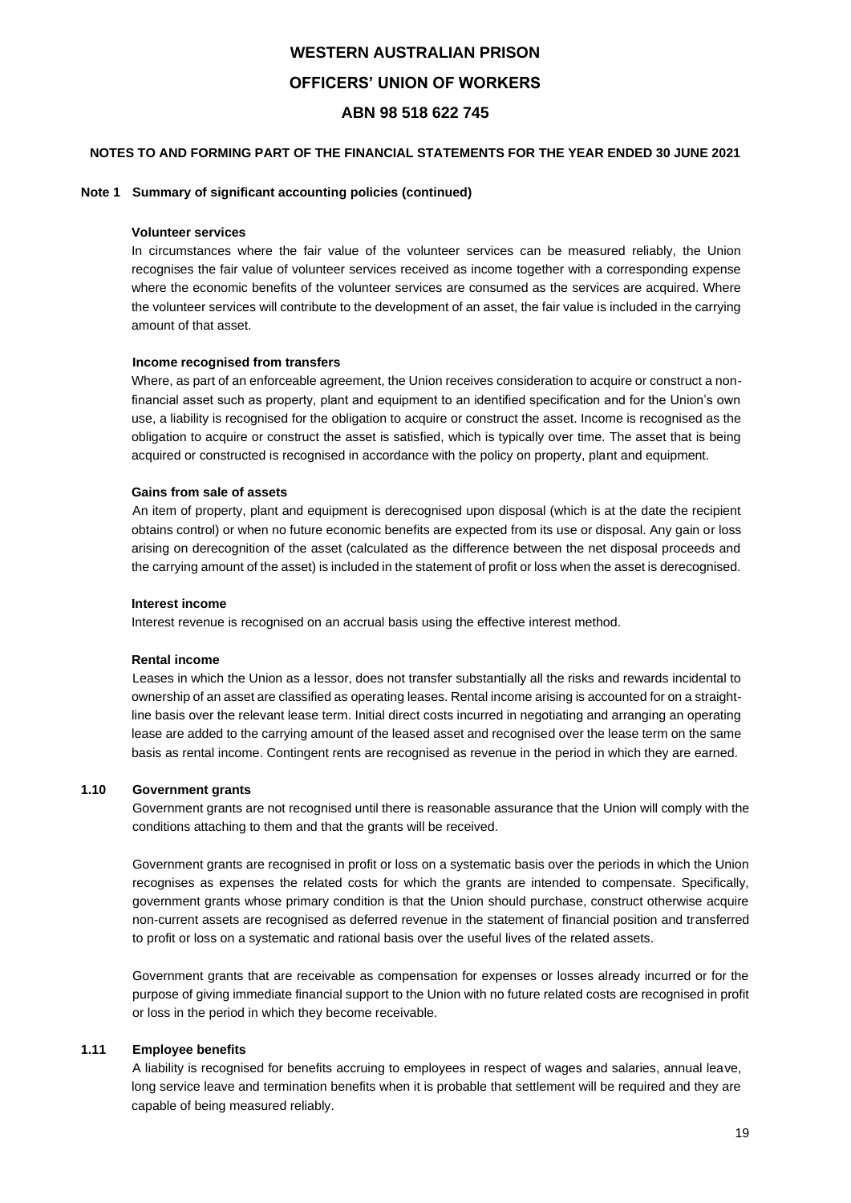# WESTERN AUSTRALIAN PRISON

# OFFICERS' UNION OF WORKERS

# ABN 98 518 622 745

**NOTES TO AND FORMING PART OF THE FINANCIAL STATEMENTS FOR THE YEAR ENDED 30 JUNE 2021**

**Note 1 Summary of significant accounting policies (continued)**

**Volunteer services**

In circumstances where the fair value of the volunteer services can be measured reliably, the Union recognises the fair value of volunteer services received as income together with a corresponding expense where the economic benefits of the volunteer services are consumed as the services are acquired. Where the volunteer services will contribute to the development of an asset, the fair value is included in the carrying amount of that asset.

**Income recognised from transfers**

Where, as part of an enforceable agreement, the Union receives consideration to acquire or construct a non-financial asset such as property, plant and equipment to an identified specification and for the Union's own use, a liability is recognised for the obligation to acquire or construct the asset. Income is recognised as the obligation to acquire or construct the asset is satisfied, which is typically over time. The asset that is being acquired or constructed is recognised in accordance with the policy on property, plant and equipment.

**Gains from sale of assets**

An item of property, plant and equipment is derecognised upon disposal (which is at the date the recipient obtains control) or when no future economic benefits are expected from its use or disposal. Any gain or loss arising on derecognition of the asset (calculated as the difference between the net disposal proceeds and the carrying amount of the asset) is included in the statement of profit or loss when the asset is derecognised.

**Interest income**

Interest revenue is recognised on an accrual basis using the effective interest method.

**Rental income**

Leases in which the Union as a lessor, does not transfer substantially all the risks and rewards incidental to ownership of an asset are classified as operating leases. Rental income arising is accounted for on a straight-line basis over the relevant lease term. Initial direct costs incurred in negotiating and arranging an operating lease are added to the carrying amount of the leased asset and recognised over the lease term on the same basis as rental income. Contingent rents are recognised as revenue in the period in which they are earned.

**1.10 Government grants**

Government grants are not recognised until there is reasonable assurance that the Union will comply with the conditions attaching to them and that the grants will be received.

Government grants are recognised in profit or loss on a systematic basis over the periods in which the Union recognises as expenses the related costs for which the grants are intended to compensate. Specifically, government grants whose primary condition is that the Union should purchase, construct otherwise acquire non-current assets are recognised as deferred revenue in the statement of financial position and transferred to profit or loss on a systematic and rational basis over the useful lives of the related assets.

Government grants that are receivable as compensation for expenses or losses already incurred or for the purpose of giving immediate financial support to the Union with no future related costs are recognised in profit or loss in the period in which they become receivable.

**1.11 Employee benefits**

A liability is recognised for benefits accruing to employees in respect of wages and salaries, annual leave, long service leave and termination benefits when it is probable that settlement will be required and they are capable of being measured reliably.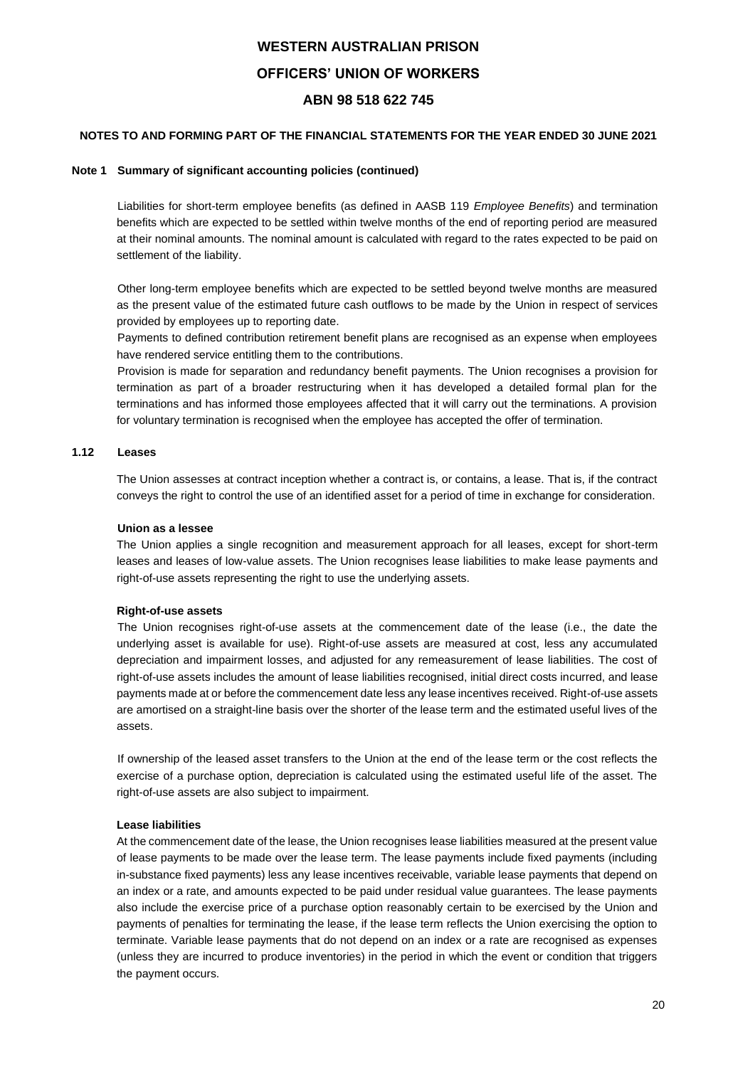**Note 1 Summary of significant accounting policies (continued)**

Liabilities for short-term employee benefits (as defined in AASB 119 *Employee Benefits*) and termination benefits which are expected to be settled within twelve months of the end of reporting period are measured at their nominal amounts. The nominal amount is calculated with regard to the rates expected to be paid on settlement of the liability.

Other long-term employee benefits which are expected to be settled beyond twelve months are measured as the present value of the estimated future cash outflows to be made by the Union in respect of services provided by employees up to reporting date.

Payments to defined contribution retirement benefit plans are recognised as an expense when employees have rendered service entitling them to the contributions.

Provision is made for separation and redundancy benefit payments. The Union recognises a provision for termination as part of a broader restructuring when it has developed a detailed formal plan for the terminations and has informed those employees affected that it will carry out the terminations. A provision for voluntary termination is recognised when the employee has accepted the offer of termination.

### 1.12 Leases

The Union assesses at contract inception whether a contract is, or contains, a lease. That is, if the contract conveys the right to control the use of an identified asset for a period of time in exchange for consideration.

**Union as a lessee**

The Union applies a single recognition and measurement approach for all leases, except for short-term leases and leases of low-value assets. The Union recognises lease liabilities to make lease payments and right-of-use assets representing the right to use the underlying assets.

**Right-of-use assets**

The Union recognises right-of-use assets at the commencement date of the lease (i.e., the date the underlying asset is available for use). Right-of-use assets are measured at cost, less any accumulated depreciation and impairment losses, and adjusted for any remeasurement of lease liabilities. The cost of right-of-use assets includes the amount of lease liabilities recognised, initial direct costs incurred, and lease payments made at or before the commencement date less any lease incentives received. Right-of-use assets are amortised on a straight-line basis over the shorter of the lease term and the estimated useful lives of the assets.

If ownership of the leased asset transfers to the Union at the end of the lease term or the cost reflects the exercise of a purchase option, depreciation is calculated using the estimated useful life of the asset. The right-of-use assets are also subject to impairment.

**Lease liabilities**

At the commencement date of the lease, the Union recognises lease liabilities measured at the present value of lease payments to be made over the lease term. The lease payments include fixed payments (including in-substance fixed payments) less any lease incentives receivable, variable lease payments that depend on an index or a rate, and amounts expected to be paid under residual value guarantees. The lease payments also include the exercise price of a purchase option reasonably certain to be exercised by the Union and payments of penalties for terminating the lease, if the lease term reflects the Union exercising the option to terminate. Variable lease payments that do not depend on an index or a rate are recognised as expenses (unless they are incurred to produce inventories) in the period in which the event or condition that triggers the payment occurs.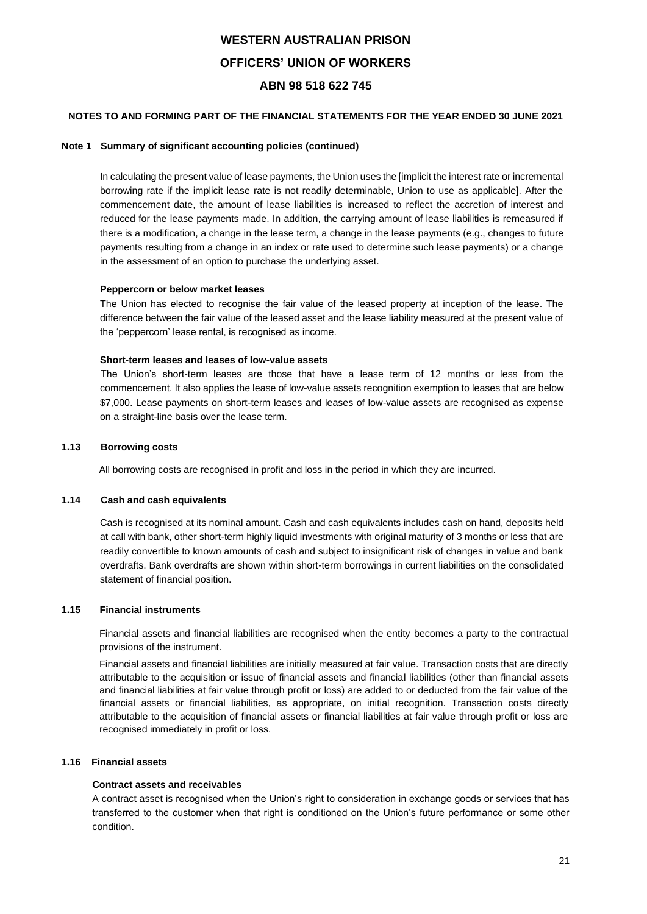## Note 1 Summary of significant accounting policies (continued)

In calculating the present value of lease payments, the Union uses the [implicit the interest rate or incremental borrowing rate if the implicit lease rate is not readily determinable, Union to use as applicable]. After the commencement date, the amount of lease liabilities is increased to reflect the accretion of interest and reduced for the lease payments made. In addition, the carrying amount of lease liabilities is remeasured if there is a modification, a change in the lease term, a change in the lease payments (e.g., changes to future payments resulting from a change in an index or rate used to determine such lease payments) or a change in the assessment of an option to purchase the underlying asset.

**Peppercorn or below market leases**

The Union has elected to recognise the fair value of the leased property at inception of the lease. The difference between the fair value of the leased asset and the lease liability measured at the present value of the 'peppercorn' lease rental, is recognised as income.

**Short-term leases and leases of low-value assets**

The Union's short-term leases are those that have a lease term of 12 months or less from the commencement. It also applies the lease of low-value assets recognition exemption to leases that are below $7,000. Lease payments on short-term leases and leases of low-value assets are recognised as expense on a straight-line basis over the lease term.

### 1.13 Borrowing costs

All borrowing costs are recognised in profit and loss in the period in which they are incurred.

### 1.14 Cash and cash equivalents

Cash is recognised at its nominal amount. Cash and cash equivalents includes cash on hand, deposits held at call with bank, other short-term highly liquid investments with original maturity of 3 months or less that are readily convertible to known amounts of cash and subject to insignificant risk of changes in value and bank overdrafts. Bank overdrafts are shown within short-term borrowings in current liabilities on the consolidated statement of financial position.

### 1.15 Financial instruments

Financial assets and financial liabilities are recognised when the entity becomes a party to the contractual provisions of the instrument.

Financial assets and financial liabilities are initially measured at fair value. Transaction costs that are directly attributable to the acquisition or issue of financial assets and financial liabilities (other than financial assets and financial liabilities at fair value through profit or loss) are added to or deducted from the fair value of the financial assets or financial liabilities, as appropriate, on initial recognition. Transaction costs directly attributable to the acquisition of financial assets or financial liabilities at fair value through profit or loss are recognised immediately in profit or loss.

### 1.16 Financial assets

**Contract assets and receivables**

A contract asset is recognised when the Union's right to consideration in exchange goods or services that has transferred to the customer when that right is conditioned on the Union's future performance or some other condition.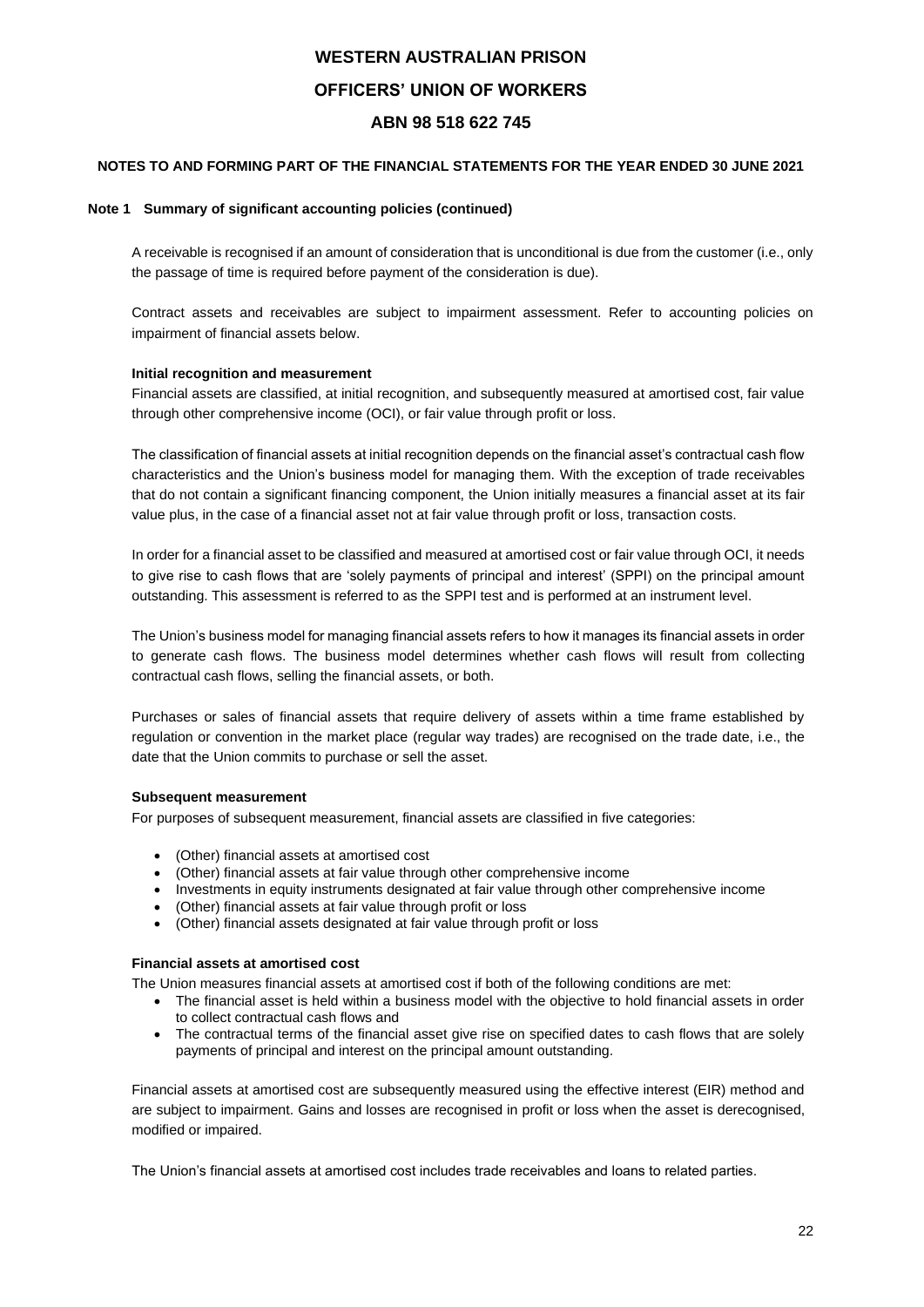**NOTES TO AND FORMING PART OF THE FINANCIAL STATEMENTS FOR THE YEAR ENDED 30 JUNE 2021**

**Note 1 Summary of significant accounting policies (continued)**

A receivable is recognised if an amount of consideration that is unconditional is due from the customer (i.e., only the passage of time is required before payment of the consideration is due).

Contract assets and receivables are subject to impairment assessment. Refer to accounting policies on impairment of financial assets below.

**Initial recognition and measurement**

Financial assets are classified, at initial recognition, and subsequently measured at amortised cost, fair value through other comprehensive income (OCI), or fair value through profit or loss.

The classification of financial assets at initial recognition depends on the financial asset's contractual cash flow characteristics and the Union's business model for managing them. With the exception of trade receivables that do not contain a significant financing component, the Union initially measures a financial asset at its fair value plus, in the case of a financial asset not at fair value through profit or loss, transaction costs.

In order for a financial asset to be classified and measured at amortised cost or fair value through OCI, it needs to give rise to cash flows that are 'solely payments of principal and interest' (SPPI) on the principal amount outstanding. This assessment is referred to as the SPPI test and is performed at an instrument level.

The Union's business model for managing financial assets refers to how it manages its financial assets in order to generate cash flows. The business model determines whether cash flows will result from collecting contractual cash flows, selling the financial assets, or both.

Purchases or sales of financial assets that require delivery of assets within a time frame established by regulation or convention in the market place (regular way trades) are recognised on the trade date, i.e., the date that the Union commits to purchase or sell the asset.

**Subsequent measurement**

For purposes of subsequent measurement, financial assets are classified in five categories:

- (Other) financial assets at amortised cost
- (Other) financial assets at fair value through other comprehensive income
- Investments in equity instruments designated at fair value through other comprehensive income
- (Other) financial assets at fair value through profit or loss
- (Other) financial assets designated at fair value through profit or loss

**Financial assets at amortised cost**

The Union measures financial assets at amortised cost if both of the following conditions are met:

- The financial asset is held within a business model with the objective to hold financial assets in order to collect contractual cash flows and
- The contractual terms of the financial asset give rise on specified dates to cash flows that are solely payments of principal and interest on the principal amount outstanding.

Financial assets at amortised cost are subsequently measured using the effective interest (EIR) method and are subject to impairment. Gains and losses are recognised in profit or loss when the asset is derecognised, modified or impaired.

The Union's financial assets at amortised cost includes trade receivables and loans to related parties.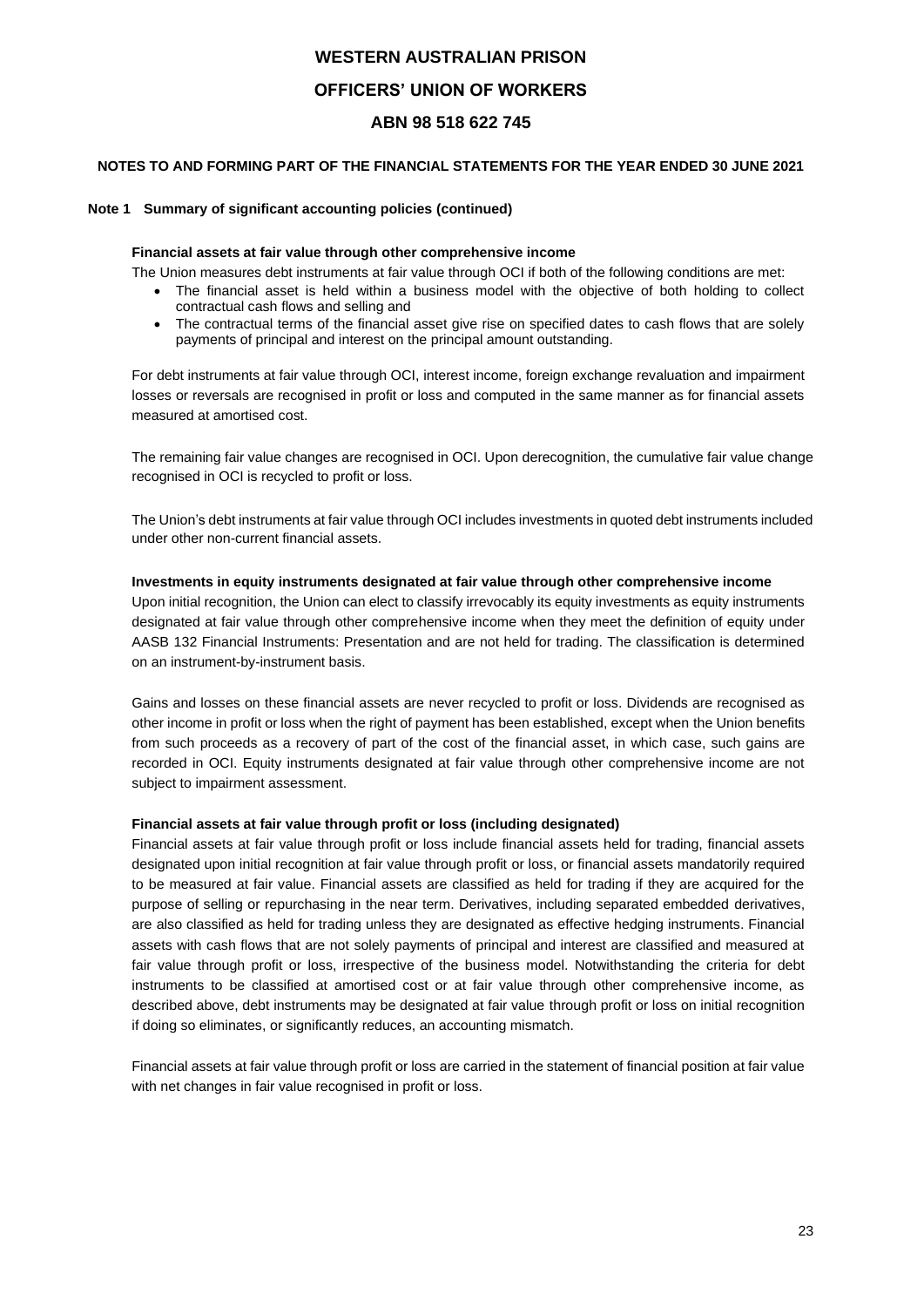**WESTERN AUSTRALIAN PRISON**

**OFFICERS' UNION OF WORKERS**

**ABN 98 518 622 745**

**NOTES TO AND FORMING PART OF THE FINANCIAL STATEMENTS FOR THE YEAR ENDED 30 JUNE 2021**

**Note 1 Summary of significant accounting policies (continued)**

**Financial assets at fair value through other comprehensive income**

The Union measures debt instruments at fair value through OCI if both of the following conditions are met:

- The financial asset is held within a business model with the objective of both holding to collect contractual cash flows and selling and
- The contractual terms of the financial asset give rise on specified dates to cash flows that are solely payments of principal and interest on the principal amount outstanding.

For debt instruments at fair value through OCI, interest income, foreign exchange revaluation and impairment losses or reversals are recognised in profit or loss and computed in the same manner as for financial assets measured at amortised cost.

The remaining fair value changes are recognised in OCI. Upon derecognition, the cumulative fair value change recognised in OCI is recycled to profit or loss.

The Union's debt instruments at fair value through OCI includes investments in quoted debt instruments included under other non-current financial assets.

**Investments in equity instruments designated at fair value through other comprehensive income**

Upon initial recognition, the Union can elect to classify irrevocably its equity investments as equity instruments designated at fair value through other comprehensive income when they meet the definition of equity under AASB 132 Financial Instruments: Presentation and are not held for trading. The classification is determined on an instrument-by-instrument basis.

Gains and losses on these financial assets are never recycled to profit or loss. Dividends are recognised as other income in profit or loss when the right of payment has been established, except when the Union benefits from such proceeds as a recovery of part of the cost of the financial asset, in which case, such gains are recorded in OCI. Equity instruments designated at fair value through other comprehensive income are not subject to impairment assessment.

**Financial assets at fair value through profit or loss (including designated)**

Financial assets at fair value through profit or loss include financial assets held for trading, financial assets designated upon initial recognition at fair value through profit or loss, or financial assets mandatorily required to be measured at fair value. Financial assets are classified as held for trading if they are acquired for the purpose of selling or repurchasing in the near term. Derivatives, including separated embedded derivatives, are also classified as held for trading unless they are designated as effective hedging instruments. Financial assets with cash flows that are not solely payments of principal and interest are classified and measured at fair value through profit or loss, irrespective of the business model. Notwithstanding the criteria for debt instruments to be classified at amortised cost or at fair value through other comprehensive income, as described above, debt instruments may be designated at fair value through profit or loss on initial recognition if doing so eliminates, or significantly reduces, an accounting mismatch.

Financial assets at fair value through profit or loss are carried in the statement of financial position at fair value with net changes in fair value recognised in profit or loss.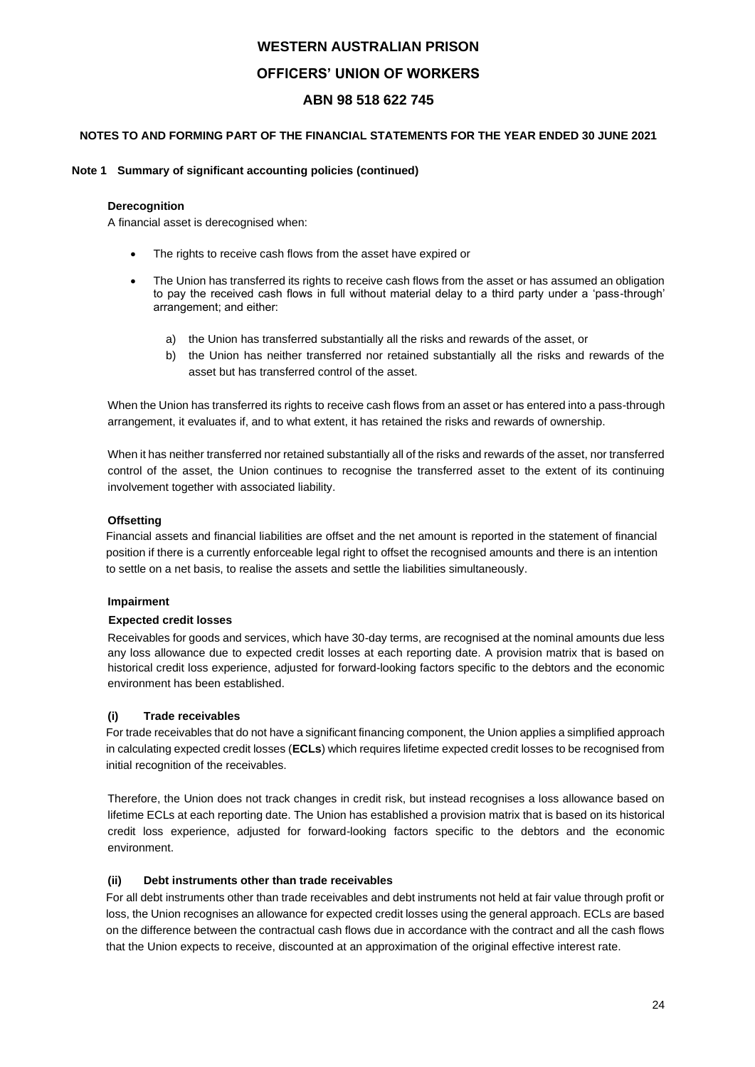## Note 1 Summary of significant accounting policies (continued)

### Derecognition

A financial asset is derecognised when:

- The rights to receive cash flows from the asset have expired or
- The Union has transferred its rights to receive cash flows from the asset or has assumed an obligation to pay the received cash flows in full without material delay to a third party under a 'pass-through' arrangement; and either:
  a) the Union has transferred substantially all the risks and rewards of the asset, or
  b) the Union has neither transferred nor retained substantially all the risks and rewards of the asset but has transferred control of the asset.

When the Union has transferred its rights to receive cash flows from an asset or has entered into a pass-through arrangement, it evaluates if, and to what extent, it has retained the risks and rewards of ownership.

When it has neither transferred nor retained substantially all of the risks and rewards of the asset, nor transferred control of the asset, the Union continues to recognise the transferred asset to the extent of its continuing involvement together with associated liability.

### Offsetting

Financial assets and financial liabilities are offset and the net amount is reported in the statement of financial position if there is a currently enforceable legal right to offset the recognised amounts and there is an intention to settle on a net basis, to realise the assets and settle the liabilities simultaneously.

### Impairment

#### Expected credit losses

Receivables for goods and services, which have 30-day terms, are recognised at the nominal amounts due less any loss allowance due to expected credit losses at each reporting date. A provision matrix that is based on historical credit loss experience, adjusted for forward-looking factors specific to the debtors and the economic environment has been established.

#### (i) Trade receivables

For trade receivables that do not have a significant financing component, the Union applies a simplified approach in calculating expected credit losses (**ECLs**) which requires lifetime expected credit losses to be recognised from initial recognition of the receivables.

Therefore, the Union does not track changes in credit risk, but instead recognises a loss allowance based on lifetime ECLs at each reporting date. The Union has established a provision matrix that is based on its historical credit loss experience, adjusted for forward-looking factors specific to the debtors and the economic environment.

#### (ii) Debt instruments other than trade receivables

For all debt instruments other than trade receivables and debt instruments not held at fair value through profit or loss, the Union recognises an allowance for expected credit losses using the general approach. ECLs are based on the difference between the contractual cash flows due in accordance with the contract and all the cash flows that the Union expects to receive, discounted at an approximation of the original effective interest rate.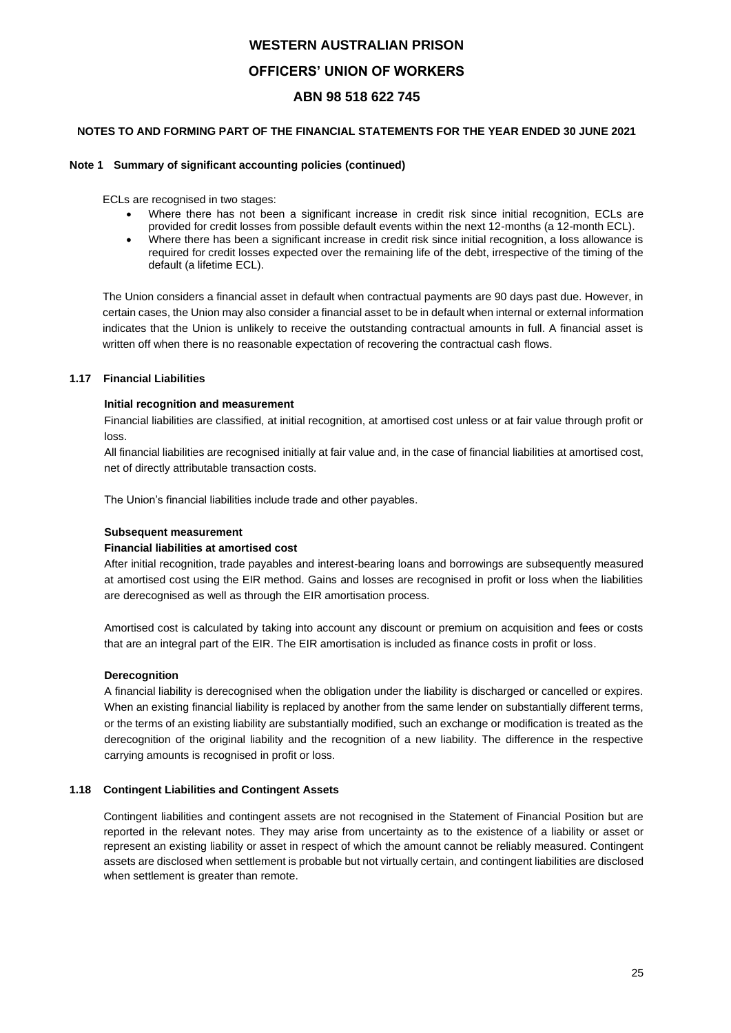**Note 1 Summary of significant accounting policies (continued)**

ECLs are recognised in two stages:

- Where there has not been a significant increase in credit risk since initial recognition, ECLs are provided for credit losses from possible default events within the next 12-months (a 12-month ECL).
- Where there has been a significant increase in credit risk since initial recognition, a loss allowance is required for credit losses expected over the remaining life of the debt, irrespective of the timing of the default (a lifetime ECL).

The Union considers a financial asset in default when contractual payments are 90 days past due. However, in certain cases, the Union may also consider a financial asset to be in default when internal or external information indicates that the Union is unlikely to receive the outstanding contractual amounts in full. A financial asset is written off when there is no reasonable expectation of recovering the contractual cash flows.

### 1.17 Financial Liabilities

**Initial recognition and measurement**

Financial liabilities are classified, at initial recognition, at amortised cost unless or at fair value through profit or loss.

All financial liabilities are recognised initially at fair value and, in the case of financial liabilities at amortised cost, net of directly attributable transaction costs.

The Union's financial liabilities include trade and other payables.

**Subsequent measurement**

**Financial liabilities at amortised cost**

After initial recognition, trade payables and interest-bearing loans and borrowings are subsequently measured at amortised cost using the EIR method. Gains and losses are recognised in profit or loss when the liabilities are derecognised as well as through the EIR amortisation process.

Amortised cost is calculated by taking into account any discount or premium on acquisition and fees or costs that are an integral part of the EIR. The EIR amortisation is included as finance costs in profit or loss.

**Derecognition**

A financial liability is derecognised when the obligation under the liability is discharged or cancelled or expires. When an existing financial liability is replaced by another from the same lender on substantially different terms, or the terms of an existing liability are substantially modified, such an exchange or modification is treated as the derecognition of the original liability and the recognition of a new liability. The difference in the respective carrying amounts is recognised in profit or loss.

### 1.18 Contingent Liabilities and Contingent Assets

Contingent liabilities and contingent assets are not recognised in the Statement of Financial Position but are reported in the relevant notes. They may arise from uncertainty as to the existence of a liability or asset or represent an existing liability or asset in respect of which the amount cannot be reliably measured. Contingent assets are disclosed when settlement is probable but not virtually certain, and contingent liabilities are disclosed when settlement is greater than remote.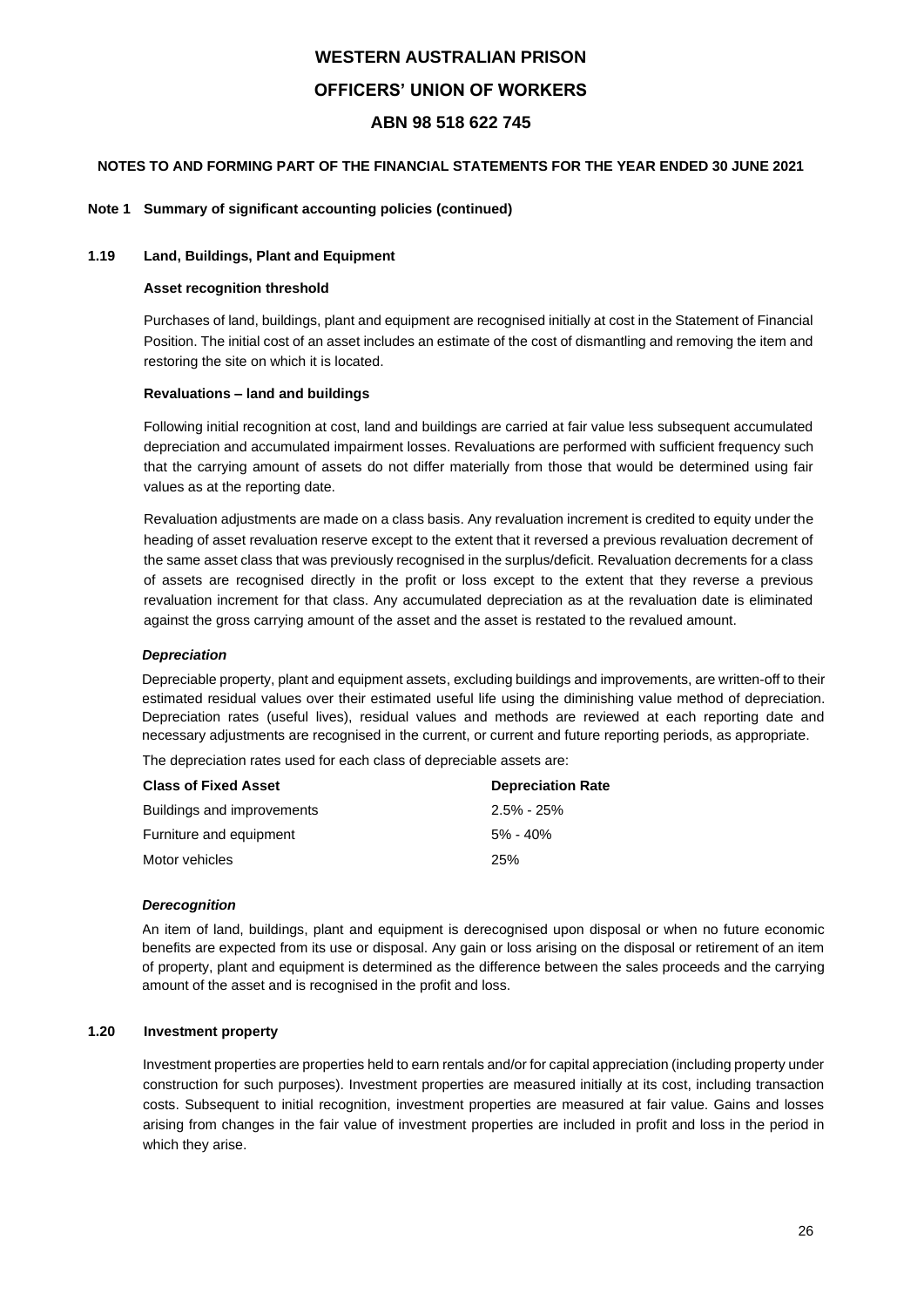**WESTERN AUSTRALIAN PRISON**

**OFFICERS' UNION OF WORKERS**

**ABN 98 518 622 745**

**NOTES TO AND FORMING PART OF THE FINANCIAL STATEMENTS FOR THE YEAR ENDED 30 JUNE 2021**

**Note 1 Summary of significant accounting policies (continued)**

### 1.19 Land, Buildings, Plant and Equipment

**Asset recognition threshold**

Purchases of land, buildings, plant and equipment are recognised initially at cost in the Statement of Financial Position. The initial cost of an asset includes an estimate of the cost of dismantling and removing the item and restoring the site on which it is located.

**Revaluations – land and buildings**

Following initial recognition at cost, land and buildings are carried at fair value less subsequent accumulated depreciation and accumulated impairment losses. Revaluations are performed with sufficient frequency such that the carrying amount of assets do not differ materially from those that would be determined using fair values as at the reporting date.

Revaluation adjustments are made on a class basis. Any revaluation increment is credited to equity under the heading of asset revaluation reserve except to the extent that it reversed a previous revaluation decrement of the same asset class that was previously recognised in the surplus/deficit. Revaluation decrements for a class of assets are recognised directly in the profit or loss except to the extent that they reverse a previous revaluation increment for that class. Any accumulated depreciation as at the revaluation date is eliminated against the gross carrying amount of the asset and the asset is restated to the revalued amount.

***Depreciation***

Depreciable property, plant and equipment assets, excluding buildings and improvements, are written-off to their estimated residual values over their estimated useful life using the diminishing value method of depreciation. Depreciation rates (useful lives), residual values and methods are reviewed at each reporting date and necessary adjustments are recognised in the current, or current and future reporting periods, as appropriate.

The depreciation rates used for each class of depreciable assets are:

| Class of Fixed Asset | Depreciation Rate |
|---|---|
| Buildings and improvements | 2.5% - 25% |
| Furniture and equipment | 5% - 40% |
| Motor vehicles | 25% |

***Derecognition***

An item of land, buildings, plant and equipment is derecognised upon disposal or when no future economic benefits are expected from its use or disposal. Any gain or loss arising on the disposal or retirement of an item of property, plant and equipment is determined as the difference between the sales proceeds and the carrying amount of the asset and is recognised in the profit and loss.

### 1.20 Investment property

Investment properties are properties held to earn rentals and/or for capital appreciation (including property under construction for such purposes). Investment properties are measured initially at its cost, including transaction costs. Subsequent to initial recognition, investment properties are measured at fair value. Gains and losses arising from changes in the fair value of investment properties are included in profit and loss in the period in which they arise.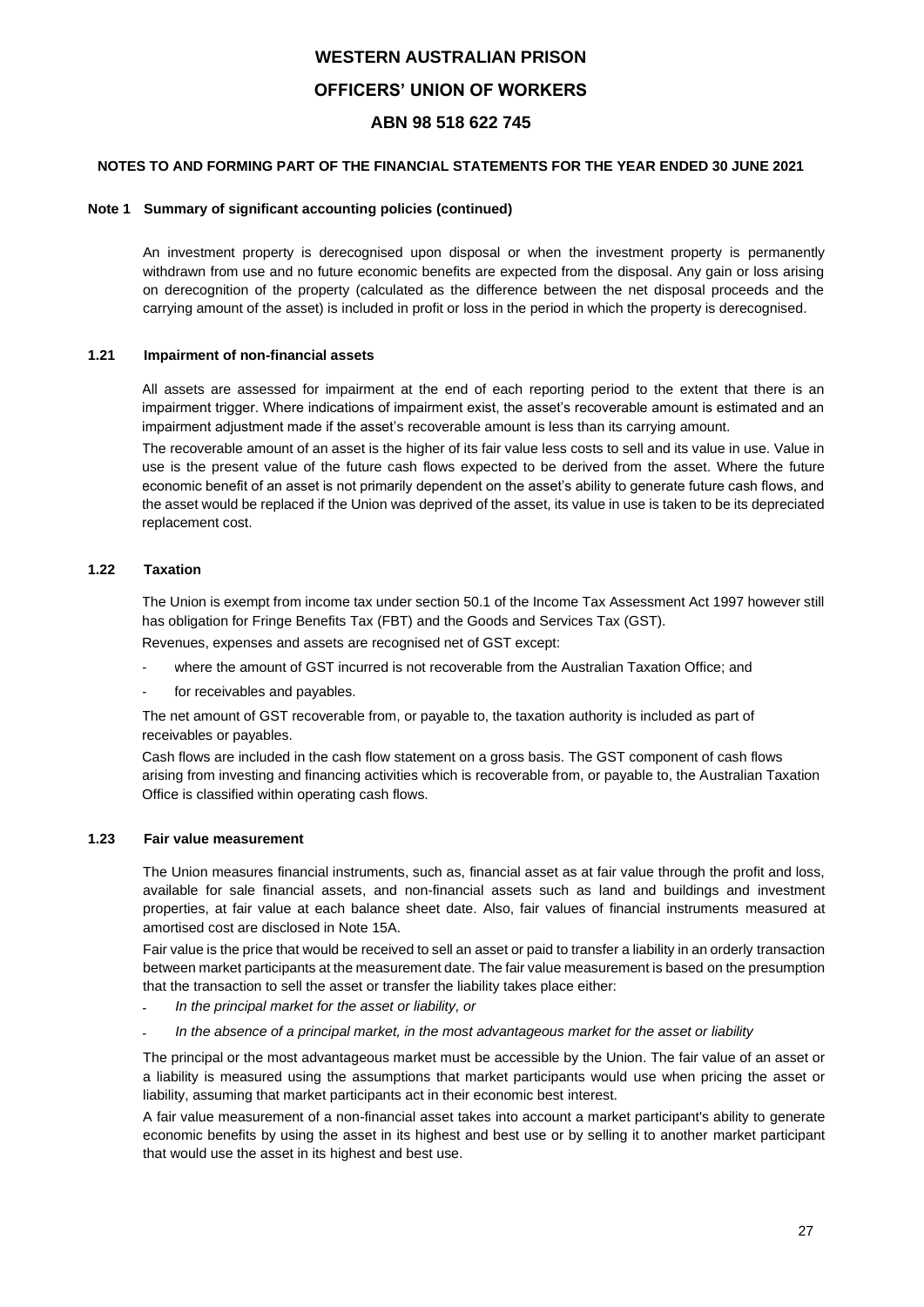# WESTERN AUSTRALIAN PRISON

# OFFICERS' UNION OF WORKERS

# ABN 98 518 622 745

**NOTES TO AND FORMING PART OF THE FINANCIAL STATEMENTS FOR THE YEAR ENDED 30 JUNE 2021**

**Note 1 Summary of significant accounting policies (continued)**

An investment property is derecognised upon disposal or when the investment property is permanently withdrawn from use and no future economic benefits are expected from the disposal. Any gain or loss arising on derecognition of the property (calculated as the difference between the net disposal proceeds and the carrying amount of the asset) is included in profit or loss in the period in which the property is derecognised.

### 1.21 Impairment of non-financial assets

All assets are assessed for impairment at the end of each reporting period to the extent that there is an impairment trigger. Where indications of impairment exist, the asset's recoverable amount is estimated and an impairment adjustment made if the asset's recoverable amount is less than its carrying amount.

The recoverable amount of an asset is the higher of its fair value less costs to sell and its value in use. Value in use is the present value of the future cash flows expected to be derived from the asset. Where the future economic benefit of an asset is not primarily dependent on the asset's ability to generate future cash flows, and the asset would be replaced if the Union was deprived of the asset, its value in use is taken to be its depreciated replacement cost.

### 1.22 Taxation

The Union is exempt from income tax under section 50.1 of the Income Tax Assessment Act 1997 however still has obligation for Fringe Benefits Tax (FBT) and the Goods and Services Tax (GST).

Revenues, expenses and assets are recognised net of GST except:

- where the amount of GST incurred is not recoverable from the Australian Taxation Office; and
- for receivables and payables.

The net amount of GST recoverable from, or payable to, the taxation authority is included as part of receivables or payables.

Cash flows are included in the cash flow statement on a gross basis. The GST component of cash flows arising from investing and financing activities which is recoverable from, or payable to, the Australian Taxation Office is classified within operating cash flows.

### 1.23 Fair value measurement

The Union measures financial instruments, such as, financial asset as at fair value through the profit and loss, available for sale financial assets, and non-financial assets such as land and buildings and investment properties, at fair value at each balance sheet date. Also, fair values of financial instruments measured at amortised cost are disclosed in Note 15A.

Fair value is the price that would be received to sell an asset or paid to transfer a liability in an orderly transaction between market participants at the measurement date. The fair value measurement is based on the presumption that the transaction to sell the asset or transfer the liability takes place either:

- *In the principal market for the asset or liability, or*
- *In the absence of a principal market, in the most advantageous market for the asset or liability*

The principal or the most advantageous market must be accessible by the Union. The fair value of an asset or a liability is measured using the assumptions that market participants would use when pricing the asset or liability, assuming that market participants act in their economic best interest.

A fair value measurement of a non-financial asset takes into account a market participant's ability to generate economic benefits by using the asset in its highest and best use or by selling it to another market participant that would use the asset in its highest and best use.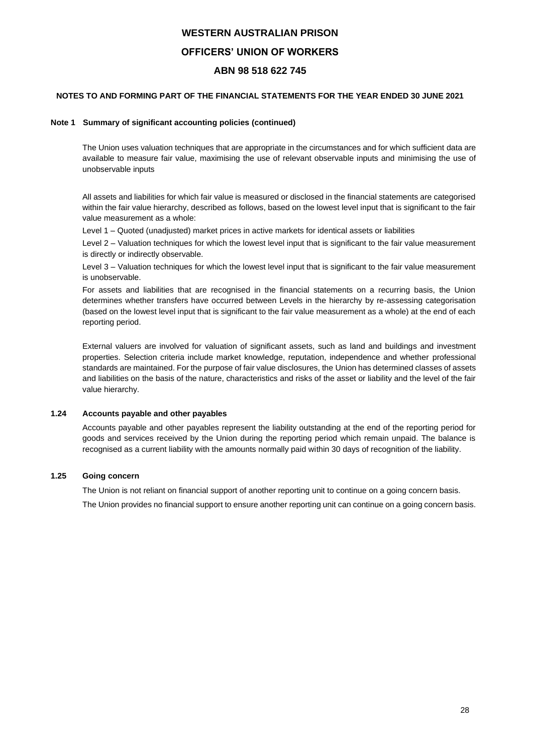# WESTERN AUSTRALIAN PRISON

# OFFICERS' UNION OF WORKERS

# ABN 98 518 622 745

**NOTES TO AND FORMING PART OF THE FINANCIAL STATEMENTS FOR THE YEAR ENDED 30 JUNE 2021**

**Note 1 Summary of significant accounting policies (continued)**

The Union uses valuation techniques that are appropriate in the circumstances and for which sufficient data are available to measure fair value, maximising the use of relevant observable inputs and minimising the use of unobservable inputs

All assets and liabilities for which fair value is measured or disclosed in the financial statements are categorised within the fair value hierarchy, described as follows, based on the lowest level input that is significant to the fair value measurement as a whole:

Level 1 – Quoted (unadjusted) market prices in active markets for identical assets or liabilities

Level 2 – Valuation techniques for which the lowest level input that is significant to the fair value measurement is directly or indirectly observable.

Level 3 – Valuation techniques for which the lowest level input that is significant to the fair value measurement is unobservable.

For assets and liabilities that are recognised in the financial statements on a recurring basis, the Union determines whether transfers have occurred between Levels in the hierarchy by re-assessing categorisation (based on the lowest level input that is significant to the fair value measurement as a whole) at the end of each reporting period.

External valuers are involved for valuation of significant assets, such as land and buildings and investment properties. Selection criteria include market knowledge, reputation, independence and whether professional standards are maintained. For the purpose of fair value disclosures, the Union has determined classes of assets and liabilities on the basis of the nature, characteristics and risks of the asset or liability and the level of the fair value hierarchy.

**1.24 Accounts payable and other payables**

Accounts payable and other payables represent the liability outstanding at the end of the reporting period for goods and services received by the Union during the reporting period which remain unpaid. The balance is recognised as a current liability with the amounts normally paid within 30 days of recognition of the liability.

**1.25 Going concern**

The Union is not reliant on financial support of another reporting unit to continue on a going concern basis.

The Union provides no financial support to ensure another reporting unit can continue on a going concern basis.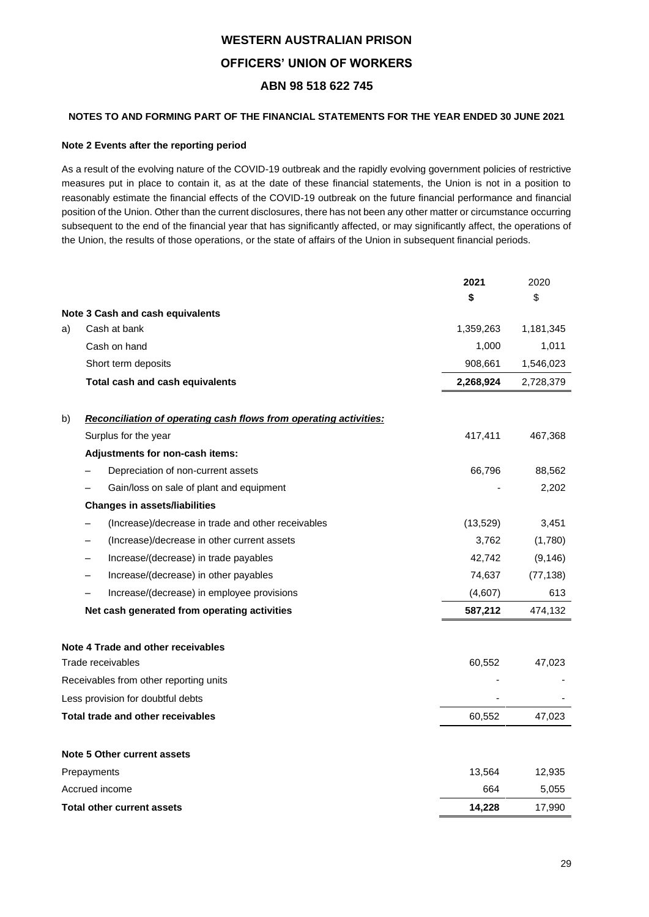**WESTERN AUSTRALIAN PRISON**

**OFFICERS' UNION OF WORKERS**

**ABN 98 518 622 745**

**NOTES TO AND FORMING PART OF THE FINANCIAL STATEMENTS FOR THE YEAR ENDED 30 JUNE 2021**

**Note 2 Events after the reporting period**

As a result of the evolving nature of the COVID-19 outbreak and the rapidly evolving government policies of restrictive measures put in place to contain it, as at the date of these financial statements, the Union is not in a position to reasonably estimate the financial effects of the COVID-19 outbreak on the future financial performance and financial position of the Union. Other than the current disclosures, there has not been any other matter or circumstance occurring subsequent to the end of the financial year that has significantly affected, or may significantly affect, the operations of the Union, the results of those operations, or the state of affairs of the Union in subsequent financial periods.

| | | 2021 | 2020 |
|---|---|---|---|
| | | $ | $ |
| | **Note 3 Cash and cash equivalents** | | |
| a) | Cash at bank | 1,359,263 | 1,181,345 |
| | Cash on hand | 1,000 | 1,011 |
| | Short term deposits | 908,661 | 1,546,023 |
| | **Total cash and cash equivalents** | **2,268,924** | 2,728,379 |
| b) | ***Reconciliation of operating cash flows from operating activities:*** | | |
| | Surplus for the year | 417,411 | 467,368 |
| | **Adjustments for non-cash items:** | | |
| | – Depreciation of non-current assets | 66,796 | 88,562 |
| | – Gain/loss on sale of plant and equipment | - | 2,202 |
| | **Changes in assets/liabilities** | | |
| | – (Increase)/decrease in trade and other receivables | (13,529) | 3,451 |
| | – (Increase)/decrease in other current assets | 3,762 | (1,780) |
| | – Increase/(decrease) in trade payables | 42,742 | (9,146) |
| | – Increase/(decrease) in other payables | 74,637 | (77,138) |
| | – Increase/(decrease) in employee provisions | (4,607) | 613 |
| | **Net cash generated from operating activities** | **587,212** | 474,132 |

| | 2021 | 2020 |
|---|---|---|
| **Note 4 Trade and other receivables** | | |
| Trade receivables | 60,552 | 47,023 |
| Receivables from other reporting units | - | - |
| Less provision for doubtful debts | - | - |
| **Total trade and other receivables** | 60,552 | 47,023 |
| | | |
| **Note 5 Other current assets** | | |
| Prepayments | 13,564 | 12,935 |
| Accrued income | 664 | 5,055 |
| **Total other current assets** | **14,228** | 17,990 |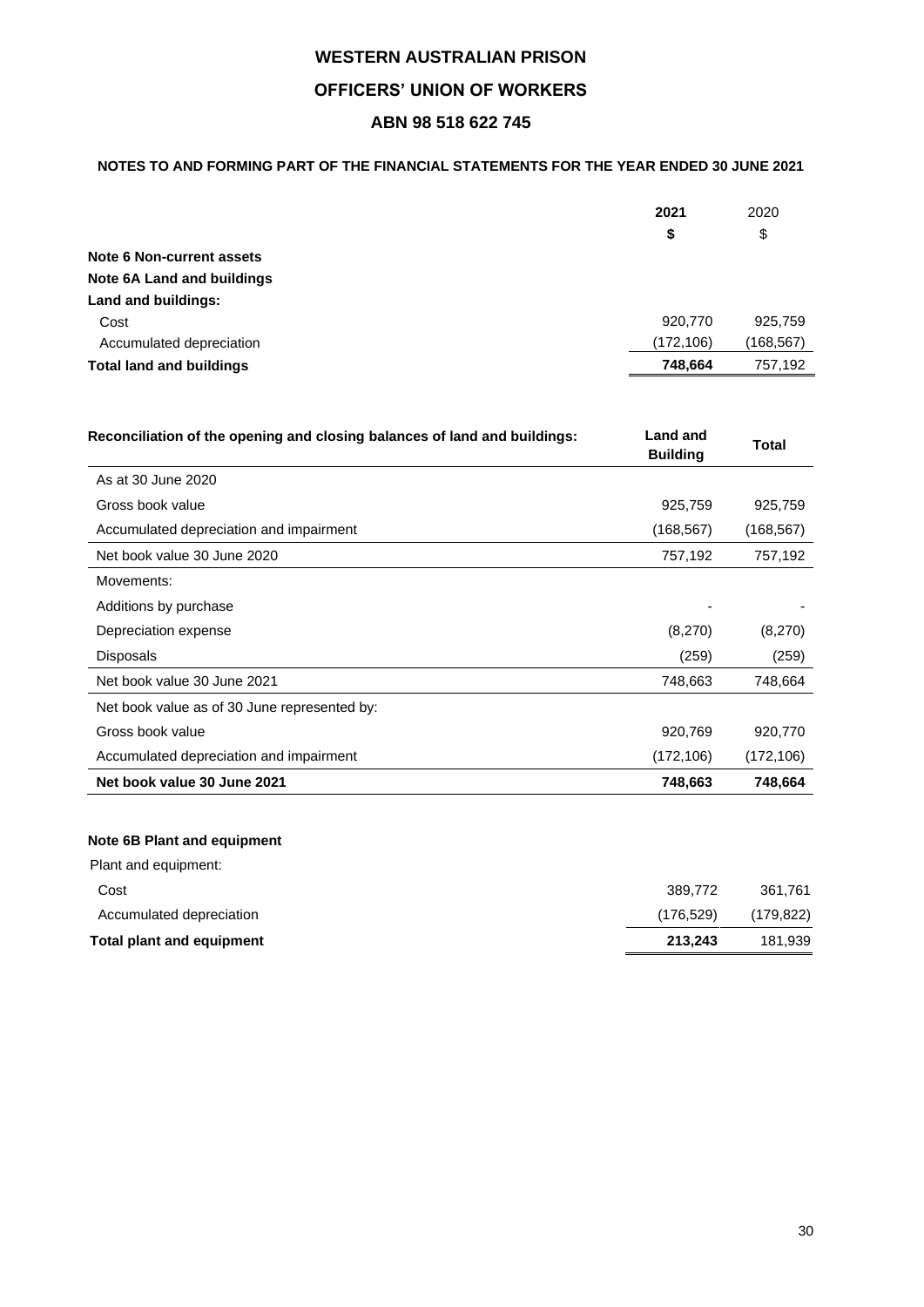# WESTERN AUSTRALIAN PRISON

# OFFICERS' UNION OF WORKERS

# ABN 98 518 622 745

## NOTES TO AND FORMING PART OF THE FINANCIAL STATEMENTS FOR THE YEAR ENDED 30 JUNE 2021

| | 2021 | 2020 |
|---|---|---|
| | $ | $ |
| **Note 6 Non-current assets** | | |
| **Note 6A Land and buildings** | | |
| **Land and buildings:** | | |
| Cost | 920,770 | 925,759 |
| Accumulated depreciation | (172,106) | (168,567) |
| **Total land and buildings** | **748,664** | 757,192 |

| Reconciliation of the opening and closing balances of land and buildings: | Land and Building | Total |
|---|---|---|
| As at 30 June 2020 | | |
| Gross book value | 925,759 | 925,759 |
| Accumulated depreciation and impairment | (168,567) | (168,567) |
| Net book value 30 June 2020 | 757,192 | 757,192 |
| Movements: | | |
| Additions by purchase | - | - |
| Depreciation expense | (8,270) | (8,270) |
| Disposals | (259) | (259) |
| Net book value 30 June 2021 | 748,663 | 748,664 |
| Net book value as of 30 June represented by: | | |
| Gross book value | 920,769 | 920,770 |
| Accumulated depreciation and impairment | (172,106) | (172,106) |
| **Net book value 30 June 2021** | **748,663** | **748,664** |

**Note 6B Plant and equipment**

| | 2021 | 2020 |
|---|---|---|
| Plant and equipment: | | |
| Cost | 389,772 | 361,761 |
| Accumulated depreciation | (176,529) | (179,822) |
| **Total plant and equipment** | **213,243** | 181,939 |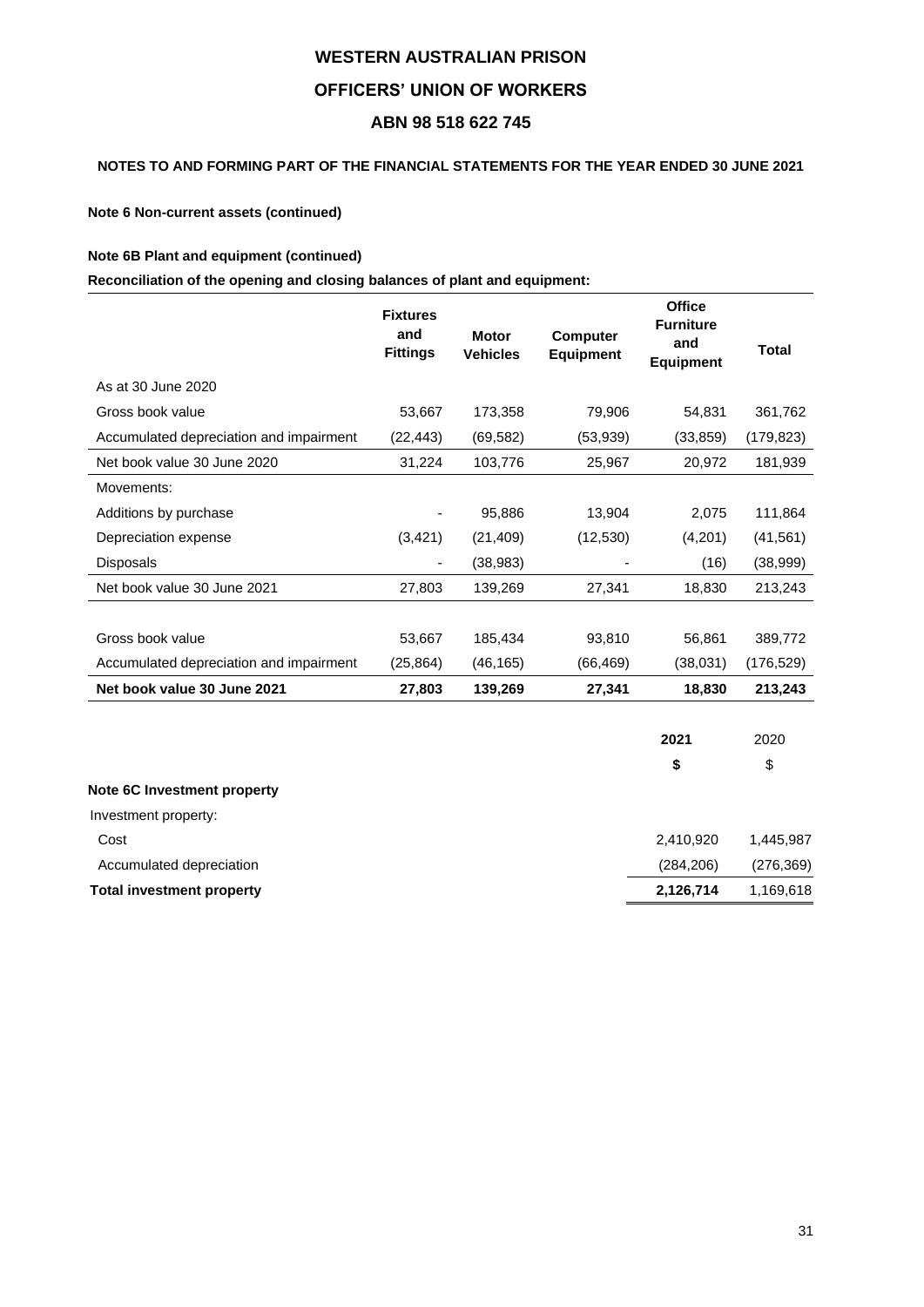**WESTERN AUSTRALIAN PRISON**

**OFFICERS' UNION OF WORKERS**

**ABN 98 518 622 745**

**NOTES TO AND FORMING PART OF THE FINANCIAL STATEMENTS FOR THE YEAR ENDED 30 JUNE 2021**

**Note 6 Non-current assets (continued)**

**Note 6B Plant and equipment (continued)**

**Reconciliation of the opening and closing balances of plant and equipment:**

| | Fixtures and Fittings | Motor Vehicles | Computer Equipment | Office Furniture and Equipment | Total |
|---|---|---|---|---|---|
| As at 30 June 2020 | | | | | |
| Gross book value | 53,667 | 173,358 | 79,906 | 54,831 | 361,762 |
| Accumulated depreciation and impairment | (22,443) | (69,582) | (53,939) | (33,859) | (179,823) |
| Net book value 30 June 2020 | 31,224 | 103,776 | 25,967 | 20,972 | 181,939 |
| Movements: | | | | | |
| Additions by purchase | - | 95,886 | 13,904 | 2,075 | 111,864 |
| Depreciation expense | (3,421) | (21,409) | (12,530) | (4,201) | (41,561) |
| Disposals | - | (38,983) | - | (16) | (38,999) |
| Net book value 30 June 2021 | 27,803 | 139,269 | 27,341 | 18,830 | 213,243 |
| | | | | | |
| Gross book value | 53,667 | 185,434 | 93,810 | 56,861 | 389,772 |
| Accumulated depreciation and impairment | (25,864) | (46,165) | (66,469) | (38,031) | (176,529) |
| **Net book value 30 June 2021** | **27,803** | **139,269** | **27,341** | **18,830** | **213,243** |

| | 2021 | 2020 |
|---|---|---|
| | $ | $ |
| **Note 6C Investment property** | | |
| Investment property: | | |
| Cost | 2,410,920 | 1,445,987 |
| Accumulated depreciation | (284,206) | (276,369) |
| **Total investment property** | **2,126,714** | 1,169,618 |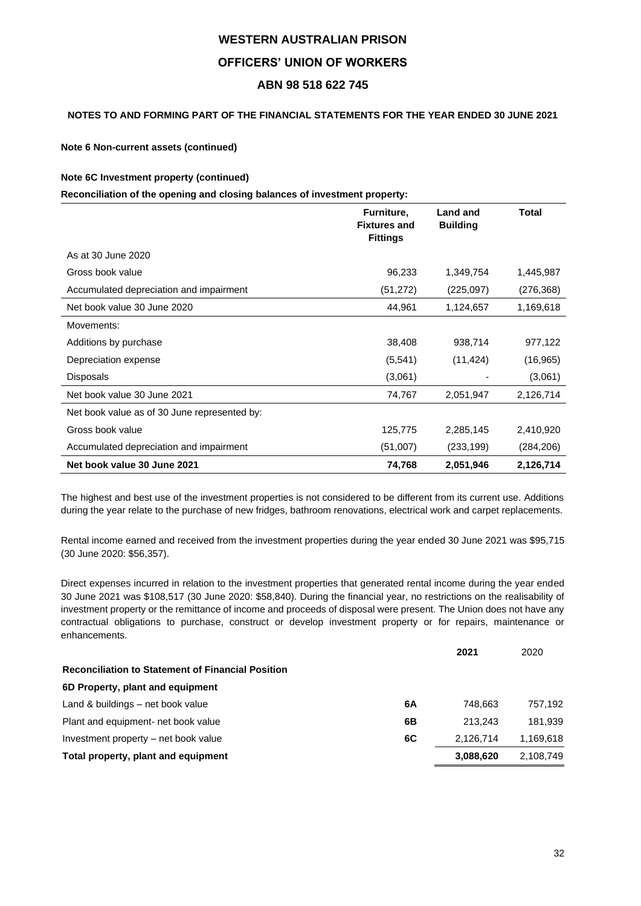# WESTERN AUSTRALIAN PRISON OFFICERS' UNION OF WORKERS

## ABN 98 518 622 745

### NOTES TO AND FORMING PART OF THE FINANCIAL STATEMENTS FOR THE YEAR ENDED 30 JUNE 2021

**Note 6 Non-current assets (continued)**

**Note 6C Investment property (continued)**

**Reconciliation of the opening and closing balances of investment property:**

| | Furniture, Fixtures and Fittings | Land and Building | Total |
|---|---|---|---|
| As at 30 June 2020 | | | |
| Gross book value | 96,233 | 1,349,754 | 1,445,987 |
| Accumulated depreciation and impairment | (51,272) | (225,097) | (276,368) |
| Net book value 30 June 2020 | 44,961 | 1,124,657 | 1,169,618 |
| Movements: | | | |
| Additions by purchase | 38,408 | 938,714 | 977,122 |
| Depreciation expense | (5,541) | (11,424) | (16,965) |
| Disposals | (3,061) | - | (3,061) |
| Net book value 30 June 2021 | 74,767 | 2,051,947 | 2,126,714 |
| Net book value as of 30 June represented by: | | | |
| Gross book value | 125,775 | 2,285,145 | 2,410,920 |
| Accumulated depreciation and impairment | (51,007) | (233,199) | (284,206) |
| **Net book value 30 June 2021** | **74,768** | **2,051,946** | **2,126,714** |

The highest and best use of the investment properties is not considered to be different from its current use. Additions during the year relate to the purchase of new fridges, bathroom renovations, electrical work and carpet replacements.

Rental income earned and received from the investment properties during the year ended 30 June 2021 was $95,715 (30 June 2020: $56,357).

Direct expenses incurred in relation to the investment properties that generated rental income during the year ended 30 June 2021 was $108,517 (30 June 2020: $58,840). During the financial year, no restrictions on the realisability of investment property or the remittance of income and proceeds of disposal were present. The Union does not have any contractual obligations to purchase, construct or develop investment property or for repairs, maintenance or enhancements.

| | | 2021 | 2020 |
|---|---|---|---|
| **Reconciliation to Statement of Financial Position** | | | |
| **6D Property, plant and equipment** | | | |
| Land & buildings – net book value | 6A | 748,663 | 757,192 |
| Plant and equipment- net book value | 6B | 213,243 | 181,939 |
| Investment property – net book value | 6C | 2,126,714 | 1,169,618 |
| **Total property, plant and equipment** | | **3,088,620** | 2,108,749 |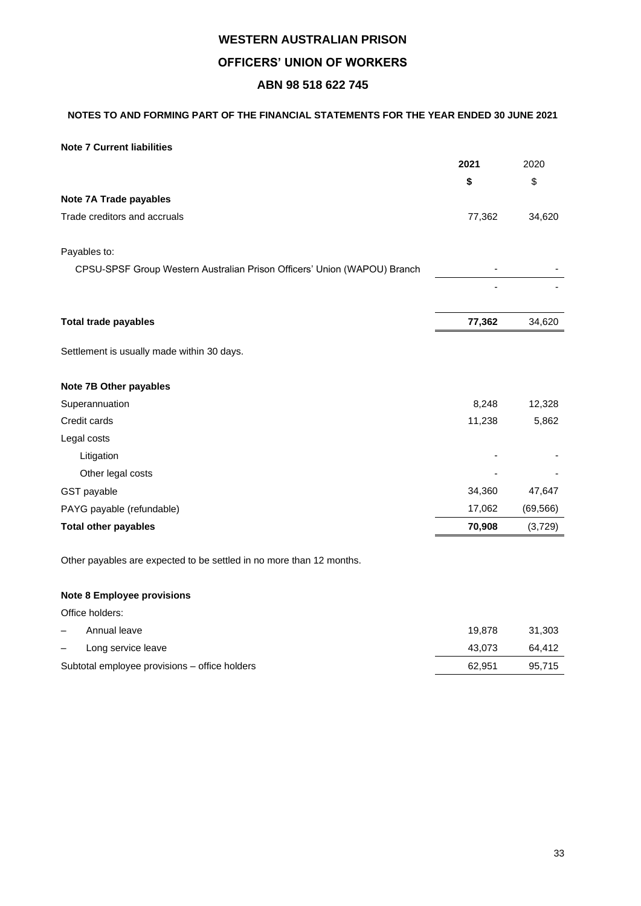# WESTERN AUSTRALIAN PRISON

# OFFICERS' UNION OF WORKERS

# ABN 98 518 622 745

### NOTES TO AND FORMING PART OF THE FINANCIAL STATEMENTS FOR THE YEAR ENDED 30 JUNE 2021

**Note 7 Current liabilities**

| | **2021** | 2020 |
|---|---|---|
| | **$** | $ |
| **Note 7A Trade payables** | | |
| Trade creditors and accruals | 77,362 | 34,620 |
| | | |
| Payables to: | | |
| CPSU-SPSF Group Western Australian Prison Officers' Union (WAPOU) Branch | - | - |
| | - | - |
| | | |
| **Total trade payables** | **77,362** | 34,620 |

Settlement is usually made within 30 days.

| | **2021** | 2020 |
|---|---|---|
| **Note 7B Other payables** | | |
| Superannuation | 8,248 | 12,328 |
| Credit cards | 11,238 | 5,862 |
| Legal costs | | |
| Litigation | - | - |
| Other legal costs | - | - |
| GST payable | 34,360 | 47,647 |
| PAYG payable (refundable) | 17,062 | (69,566) |
| **Total other payables** | **70,908** | (3,729) |

Other payables are expected to be settled in no more than 12 months.

| | **2021** | 2020 |
|---|---|---|
| **Note 8 Employee provisions** | | |
| Office holders: | | |
| – Annual leave | 19,878 | 31,303 |
| – Long service leave | 43,073 | 64,412 |
| Subtotal employee provisions – office holders | 62,951 | 95,715 |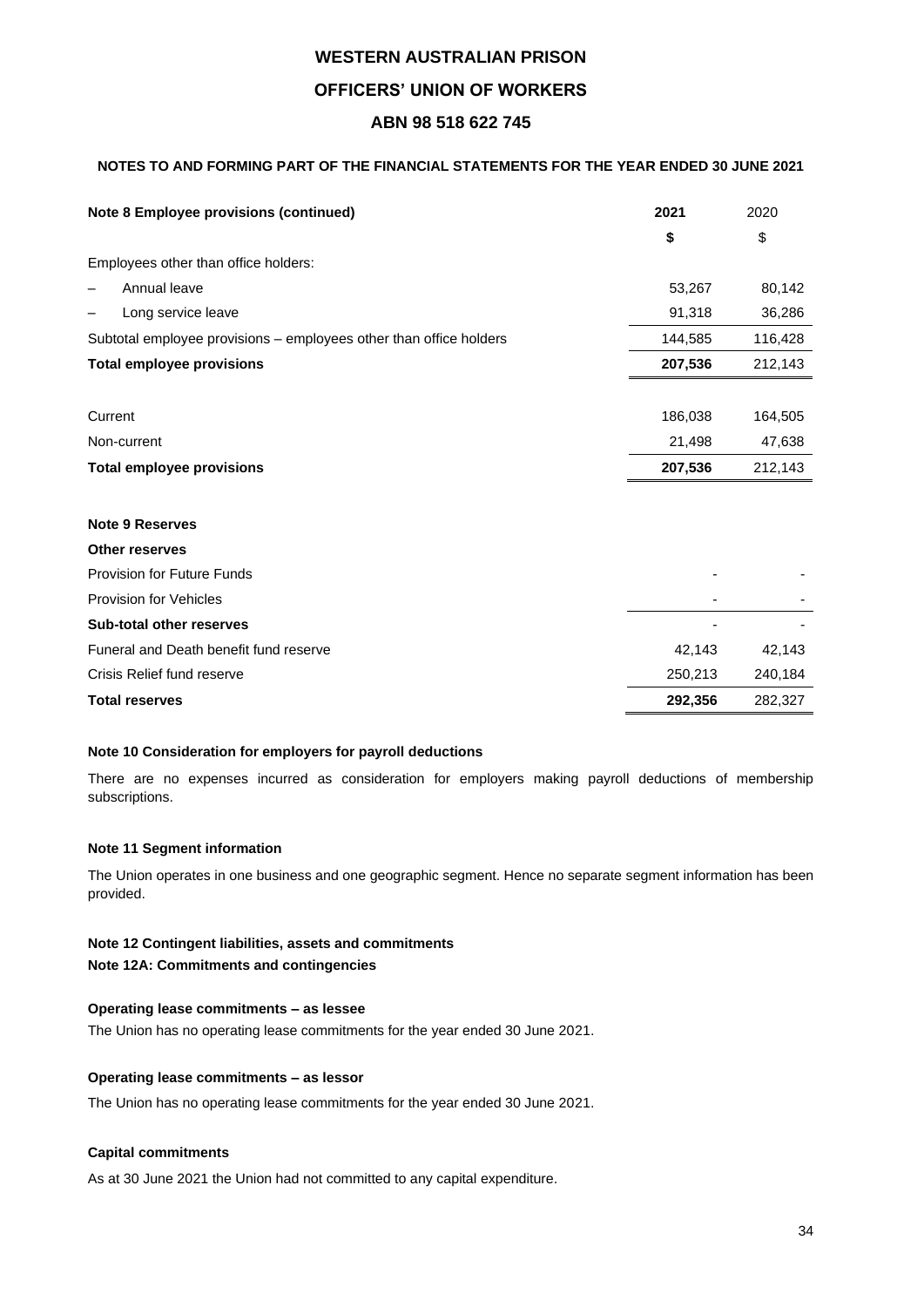# WESTERN AUSTRALIAN PRISON

# OFFICERS' UNION OF WORKERS

# ABN 98 518 622 745

### NOTES TO AND FORMING PART OF THE FINANCIAL STATEMENTS FOR THE YEAR ENDED 30 JUNE 2021

| **Note 8 Employee provisions (continued)** | **2021** | 2020 |
|---|---|---|
| | **$** | $ |
| Employees other than office holders: | | |
| – Annual leave | 53,267 | 80,142 |
| – Long service leave | 91,318 | 36,286 |
| Subtotal employee provisions – employees other than office holders | 144,585 | 116,428 |
| **Total employee provisions** | **207,536** | 212,143 |
| | | |
| Current | 186,038 | 164,505 |
| Non-current | 21,498 | 47,638 |
| **Total employee provisions** | **207,536** | 212,143 |

| **Note 9 Reserves** | | |
|---|---|---|
| **Other reserves** | | |
| Provision for Future Funds | - | - |
| Provision for Vehicles | - | - |
| **Sub-total other reserves** | - | - |
| Funeral and Death benefit fund reserve | 42,143 | 42,143 |
| Crisis Relief fund reserve | 250,213 | 240,184 |
| **Total reserves** | **292,356** | 282,327 |

**Note 10 Consideration for employers for payroll deductions**

There are no expenses incurred as consideration for employers making payroll deductions of membership subscriptions.

**Note 11 Segment information**

The Union operates in one business and one geographic segment. Hence no separate segment information has been provided.

**Note 12 Contingent liabilities, assets and commitments**

**Note 12A: Commitments and contingencies**

**Operating lease commitments – as lessee**

The Union has no operating lease commitments for the year ended 30 June 2021.

**Operating lease commitments – as lessor**

The Union has no operating lease commitments for the year ended 30 June 2021.

**Capital commitments**

As at 30 June 2021 the Union had not committed to any capital expenditure.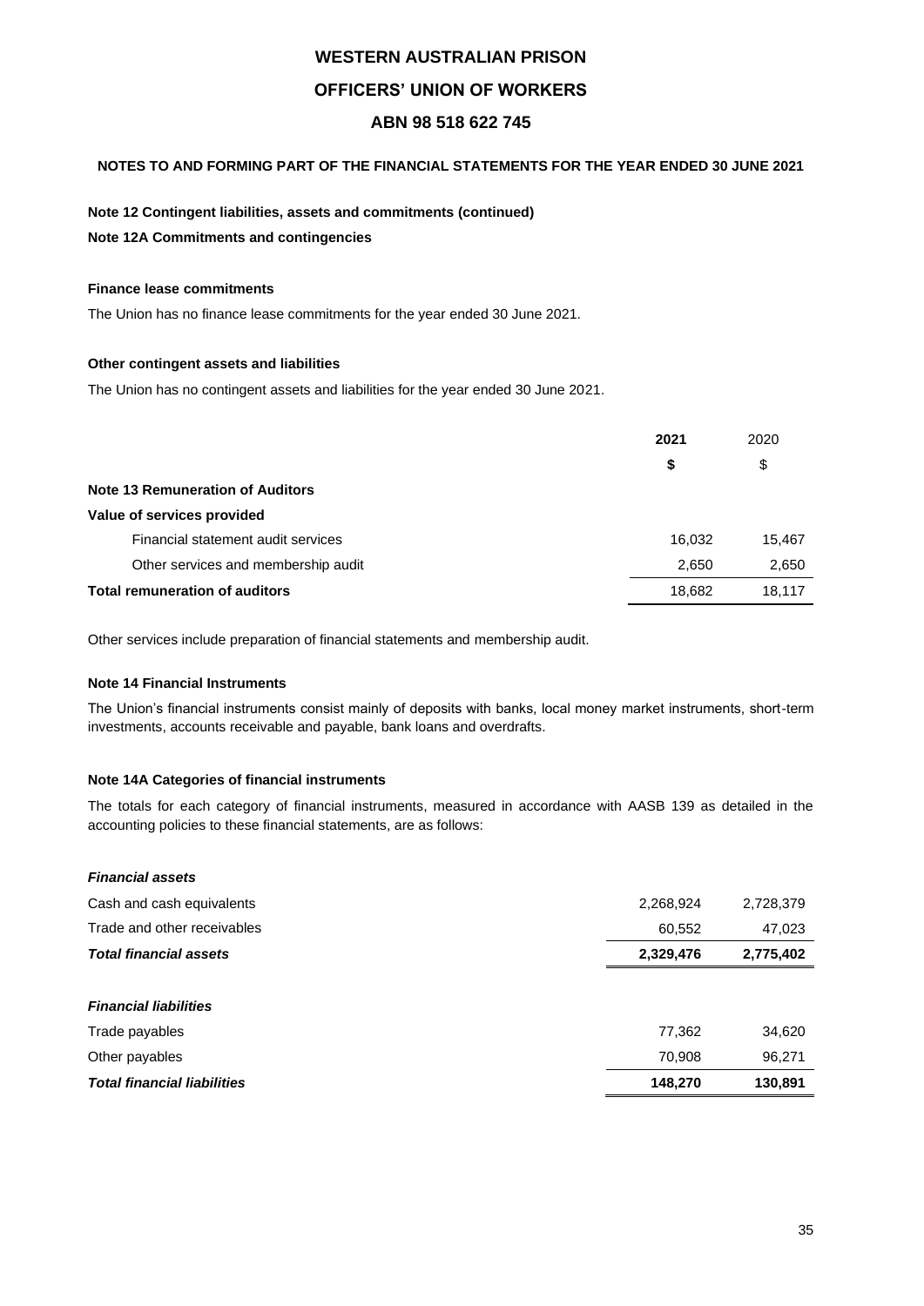**WESTERN AUSTRALIAN PRISON**

**OFFICERS' UNION OF WORKERS**

**ABN 98 518 622 745**

**NOTES TO AND FORMING PART OF THE FINANCIAL STATEMENTS FOR THE YEAR ENDED 30 JUNE 2021**

**Note 12 Contingent liabilities, assets and commitments (continued)**

**Note 12A Commitments and contingencies**

**Finance lease commitments**

The Union has no finance lease commitments for the year ended 30 June 2021.

**Other contingent assets and liabilities**

The Union has no contingent assets and liabilities for the year ended 30 June 2021.

| | **2021** | 2020 |
|---|---|---|
| | **$** | $ |
| **Note 13 Remuneration of Auditors** | | |
| **Value of services provided** | | |
| Financial statement audit services | 16,032 | 15,467 |
| Other services and membership audit | 2,650 | 2,650 |
| **Total remuneration of auditors** | 18,682 | 18,117 |

Other services include preparation of financial statements and membership audit.

**Note 14 Financial Instruments**

The Union's financial instruments consist mainly of deposits with banks, local money market instruments, short-term investments, accounts receivable and payable, bank loans and overdrafts.

**Note 14A Categories of financial instruments**

The totals for each category of financial instruments, measured in accordance with AASB 139 as detailed in the accounting policies to these financial statements, are as follows:

| | 2021 | 2020 |
|---|---|---|
| ***Financial assets*** | | |
| Cash and cash equivalents | 2,268,924 | 2,728,379 |
| Trade and other receivables | 60,552 | 47,023 |
| ***Total financial assets*** | **2,329,476** | **2,775,402** |
| | | |
| ***Financial liabilities*** | | |
| Trade payables | 77,362 | 34,620 |
| Other payables | 70,908 | 96,271 |
| ***Total financial liabilities*** | **148,270** | **130,891** |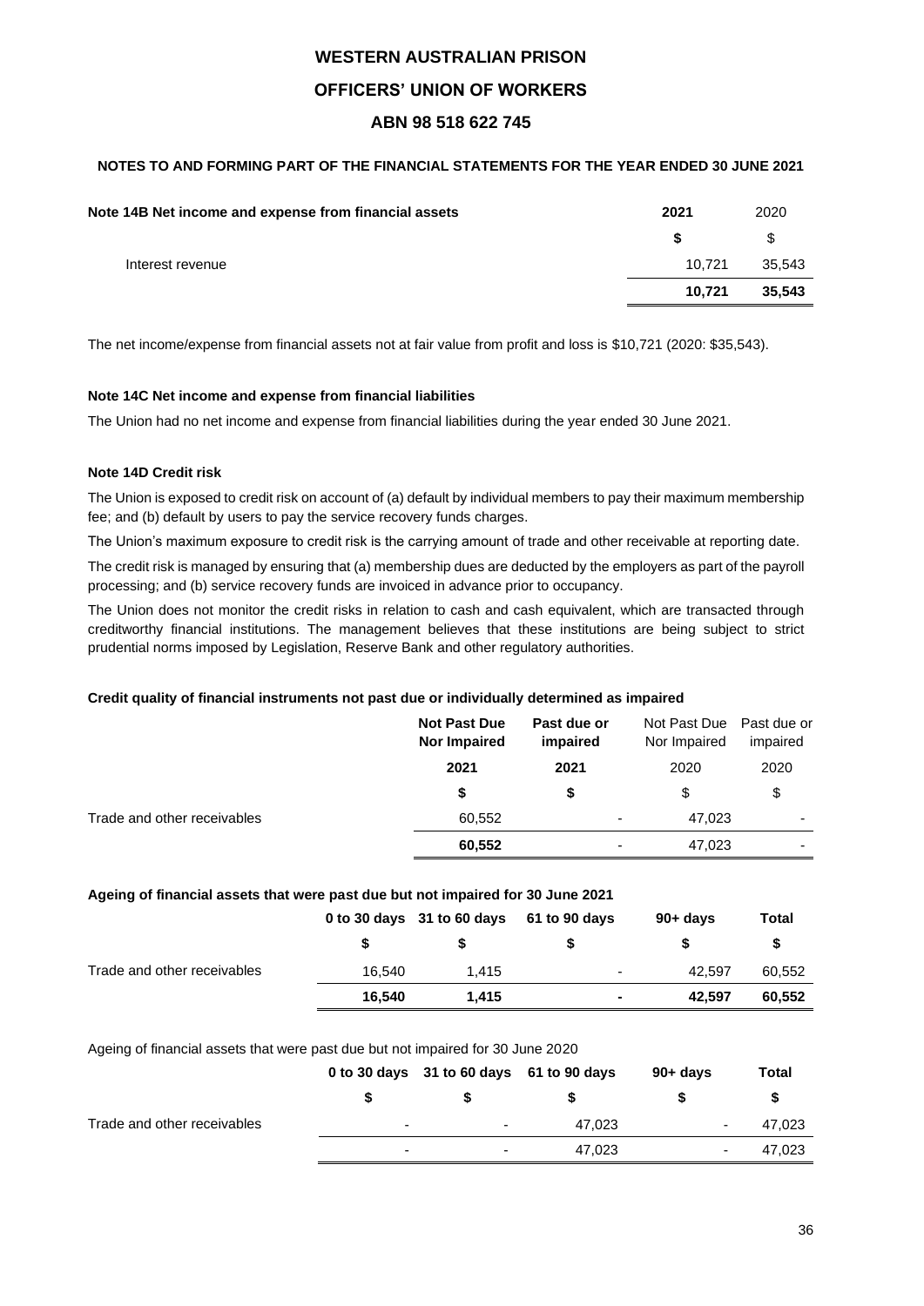# WESTERN AUSTRALIAN PRISON

# OFFICERS' UNION OF WORKERS

# ABN 98 518 622 745

**NOTES TO AND FORMING PART OF THE FINANCIAL STATEMENTS FOR THE YEAR ENDED 30 JUNE 2021**

| **Note 14B Net income and expense from financial assets** | **2021** | 2020 |
|---|---|---|
| | **$** | $ |
| Interest revenue | 10,721 | 35,543 |
| | **10,721** | **35,543** |

The net income/expense from financial assets not at fair value from profit and loss is $10,721 (2020: $35,543).

**Note 14C Net income and expense from financial liabilities**

The Union had no net income and expense from financial liabilities during the year ended 30 June 2021.

**Note 14D Credit risk**

The Union is exposed to credit risk on account of (a) default by individual members to pay their maximum membership fee; and (b) default by users to pay the service recovery funds charges.

The Union's maximum exposure to credit risk is the carrying amount of trade and other receivable at reporting date.

The credit risk is managed by ensuring that (a) membership dues are deducted by the employers as part of the payroll processing; and (b) service recovery funds are invoiced in advance prior to occupancy.

The Union does not monitor the credit risks in relation to cash and cash equivalent, which are transacted through creditworthy financial institutions. The management believes that these institutions are being subject to strict prudential norms imposed by Legislation, Reserve Bank and other regulatory authorities.

**Credit quality of financial instruments not past due or individually determined as impaired**

| | **Not Past Due Nor Impaired** | **Past due or impaired** | Not Past Due Nor Impaired | Past due or impaired |
|---|---|---|---|---|
| | **2021** | **2021** | 2020 | 2020 |
| | **$** | **$** | $ | $ |
| Trade and other receivables | 60,552 | - | 47,023 | - |
| | **60,552** | - | 47,023 | - |

**Ageing of financial assets that were past due but not impaired for 30 June 2021**

| | **0 to 30 days** | **31 to 60 days** | **61 to 90 days** | **90+ days** | **Total** |
|---|---|---|---|---|---|
| | **$** | **$** | **$** | **$** | **$** |
| Trade and other receivables | 16,540 | 1,415 | - | 42,597 | 60,552 |
| | **16,540** | **1,415** | **-** | **42,597** | **60,552** |

Ageing of financial assets that were past due but not impaired for 30 June 2020

| | **0 to 30 days** | **31 to 60 days** | **61 to 90 days** | **90+ days** | **Total** |
|---|---|---|---|---|---|
| | **$** | **$** | **$** | **$** | **$** |
| Trade and other receivables | - | - | 47,023 | - | 47,023 |
| | - | - | 47,023 | - | 47,023 |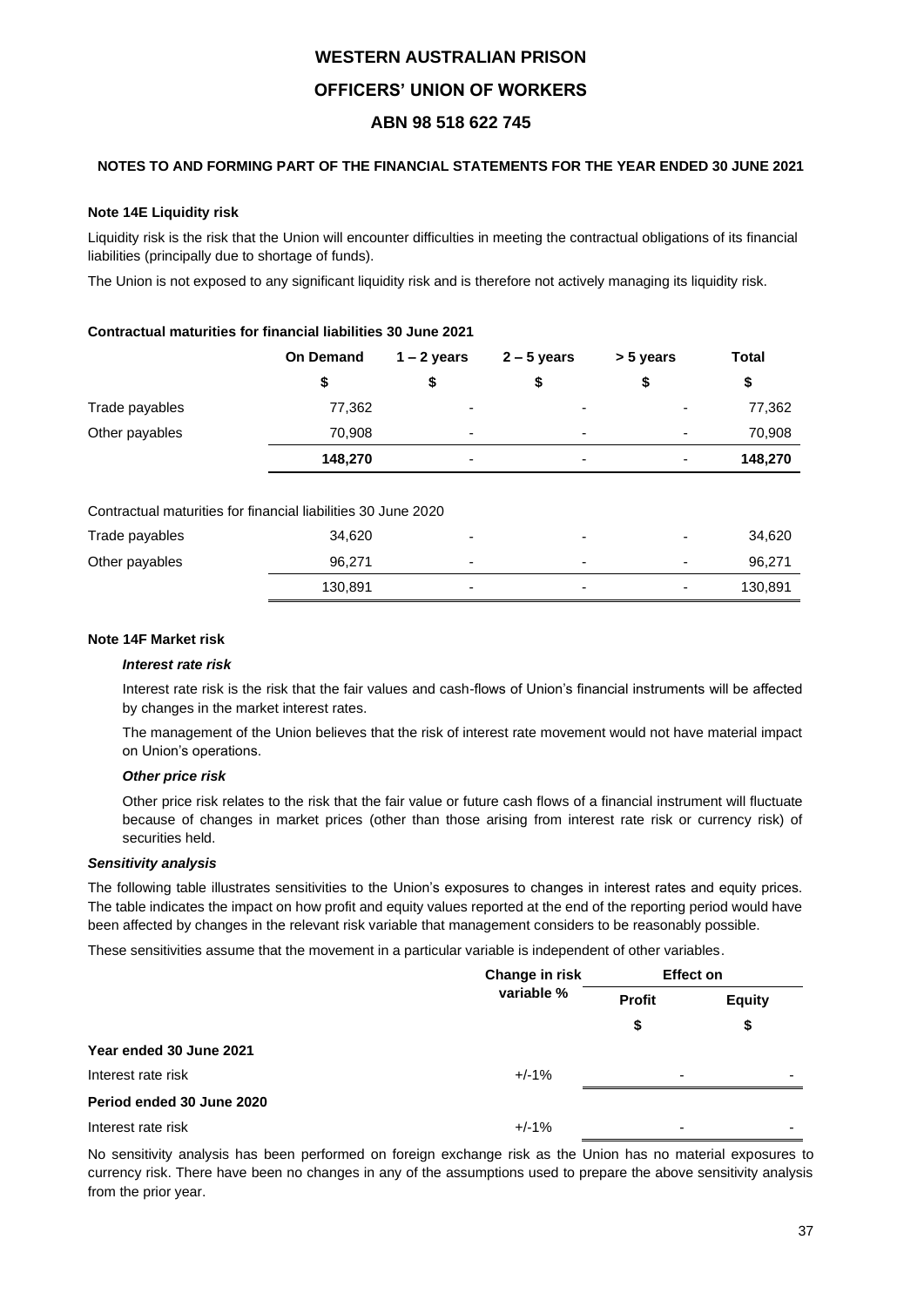**WESTERN AUSTRALIAN PRISON**

**OFFICERS' UNION OF WORKERS**

**ABN 98 518 622 745**

**NOTES TO AND FORMING PART OF THE FINANCIAL STATEMENTS FOR THE YEAR ENDED 30 JUNE 2021**

**Note 14E Liquidity risk**

Liquidity risk is the risk that the Union will encounter difficulties in meeting the contractual obligations of its financial liabilities (principally due to shortage of funds).

The Union is not exposed to any significant liquidity risk and is therefore not actively managing its liquidity risk.

**Contractual maturities for financial liabilities 30 June 2021**

| | On Demand | 1 – 2 years | 2 – 5 years | > 5 years | Total |
|---|---|---|---|---|---|
| | $ | $ | $ | $ | $ |
| Trade payables | 77,362 | - | - | - | 77,362 |
| Other payables | 70,908 | - | - | - | 70,908 |
| | **148,270** | - | - | - | **148,270** |

Contractual maturities for financial liabilities 30 June 2020

| | On Demand | 1 – 2 years | 2 – 5 years | > 5 years | Total |
|---|---|---|---|---|---|
| Trade payables | 34,620 | - | - | - | 34,620 |
| Other payables | 96,271 | - | - | - | 96,271 |
| | 130,891 | - | - | - | 130,891 |

**Note 14F Market risk**

***Interest rate risk***

Interest rate risk is the risk that the fair values and cash-flows of Union's financial instruments will be affected by changes in the market interest rates.

The management of the Union believes that the risk of interest rate movement would not have material impact on Union's operations.

***Other price risk***

Other price risk relates to the risk that the fair value or future cash flows of a financial instrument will fluctuate because of changes in market prices (other than those arising from interest rate risk or currency risk) of securities held.

***Sensitivity analysis***

The following table illustrates sensitivities to the Union's exposures to changes in interest rates and equity prices. The table indicates the impact on how profit and equity values reported at the end of the reporting period would have been affected by changes in the relevant risk variable that management considers to be reasonably possible.

These sensitivities assume that the movement in a particular variable is independent of other variables.

| | Change in risk variable % | Effect on | |
|---|---|---|---|
| | | Profit | Equity |
| | | $ | $ |
| **Year ended 30 June 2021** | | | |
| Interest rate risk | +/-1% | - | - |
| **Period ended 30 June 2020** | | | |
| Interest rate risk | +/-1% | - | - |

No sensitivity analysis has been performed on foreign exchange risk as the Union has no material exposures to currency risk. There have been no changes in any of the assumptions used to prepare the above sensitivity analysis from the prior year.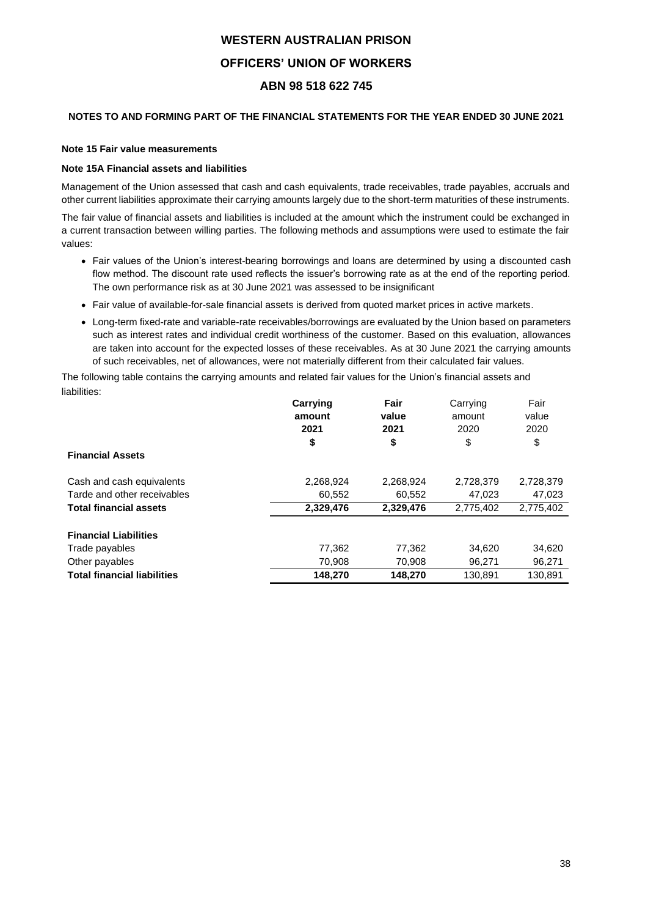# WESTERN AUSTRALIAN PRISON

# OFFICERS' UNION OF WORKERS

# ABN 98 518 622 745

**NOTES TO AND FORMING PART OF THE FINANCIAL STATEMENTS FOR THE YEAR ENDED 30 JUNE 2021**

**Note 15 Fair value measurements**

**Note 15A Financial assets and liabilities**

Management of the Union assessed that cash and cash equivalents, trade receivables, trade payables, accruals and other current liabilities approximate their carrying amounts largely due to the short-term maturities of these instruments.

The fair value of financial assets and liabilities is included at the amount which the instrument could be exchanged in a current transaction between willing parties. The following methods and assumptions were used to estimate the fair values:

- Fair values of the Union's interest-bearing borrowings and loans are determined by using a discounted cash flow method. The discount rate used reflects the issuer's borrowing rate as at the end of the reporting period. The own performance risk as at 30 June 2021 was assessed to be insignificant
- Fair value of available-for-sale financial assets is derived from quoted market prices in active markets.
- Long-term fixed-rate and variable-rate receivables/borrowings are evaluated by the Union based on parameters such as interest rates and individual credit worthiness of the customer. Based on this evaluation, allowances are taken into account for the expected losses of these receivables. As at 30 June 2021 the carrying amounts of such receivables, net of allowances, were not materially different from their calculated fair values.

The following table contains the carrying amounts and related fair values for the Union's financial assets and liabilities:

| | **Carrying amount 2021** | **Fair value 2021** | Carrying amount 2020 | Fair value 2020 |
|---|---|---|---|---|
| | **$** | **$** | $ | $ |
| **Financial Assets** | | | | |
| Cash and cash equivalents | 2,268,924 | 2,268,924 | 2,728,379 | 2,728,379 |
| Tarde and other receivables | 60,552 | 60,552 | 47,023 | 47,023 |
| **Total financial assets** | **2,329,476** | **2,329,476** | 2,775,402 | 2,775,402 |
| **Financial Liabilities** | | | | |
| Trade payables | 77,362 | 77,362 | 34,620 | 34,620 |
| Other payables | 70,908 | 70,908 | 96,271 | 96,271 |
| **Total financial liabilities** | **148,270** | **148,270** | 130,891 | 130,891 |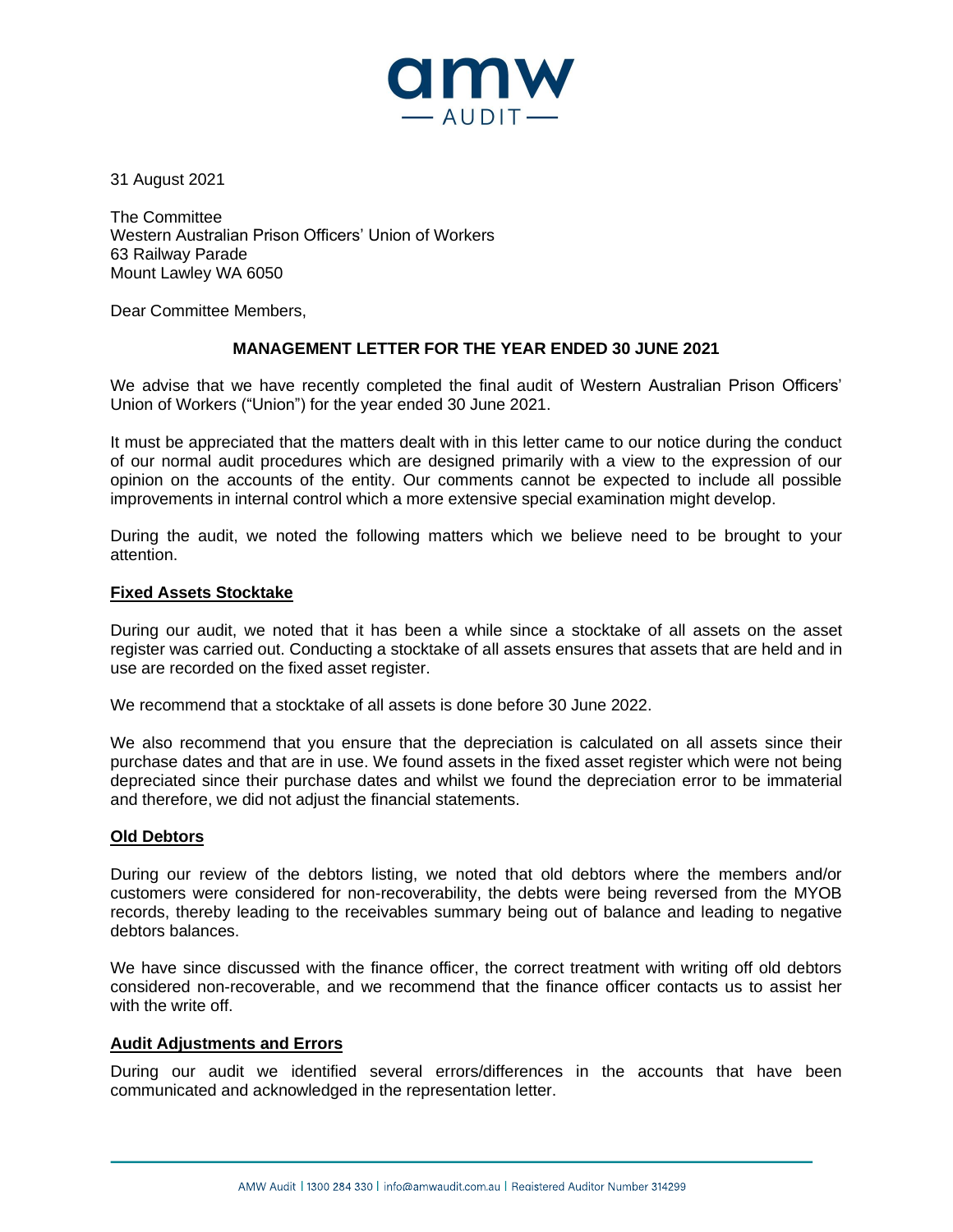amw
— AUDIT —

31 August 2021

The Committee
Western Australian Prison Officers' Union of Workers
63 Railway Parade
Mount Lawley WA 6050

Dear Committee Members,

**MANAGEMENT LETTER FOR THE YEAR ENDED 30 JUNE 2021**

We advise that we have recently completed the final audit of Western Australian Prison Officers' Union of Workers ("Union") for the year ended 30 June 2021.

It must be appreciated that the matters dealt with in this letter came to our notice during the conduct of our normal audit procedures which are designed primarily with a view to the expression of our opinion on the accounts of the entity. Our comments cannot be expected to include all possible improvements in internal control which a more extensive special examination might develop.

During the audit, we noted the following matters which we believe need to be brought to your attention.

**Fixed Assets Stocktake**

During our audit, we noted that it has been a while since a stocktake of all assets on the asset register was carried out. Conducting a stocktake of all assets ensures that assets that are held and in use are recorded on the fixed asset register.

We recommend that a stocktake of all assets is done before 30 June 2022.

We also recommend that you ensure that the depreciation is calculated on all assets since their purchase dates and that are in use. We found assets in the fixed asset register which were not being depreciated since their purchase dates and whilst we found the depreciation error to be immaterial and therefore, we did not adjust the financial statements.

**Old Debtors**

During our review of the debtors listing, we noted that old debtors where the members and/or customers were considered for non-recoverability, the debts were being reversed from the MYOB records, thereby leading to the receivables summary being out of balance and leading to negative debtors balances.

We have since discussed with the finance officer, the correct treatment with writing off old debtors considered non-recoverable, and we recommend that the finance officer contacts us to assist her with the write off.

**Audit Adjustments and Errors**

During our audit we identified several errors/differences in the accounts that have been communicated and acknowledged in the representation letter.

AMW Audit | 1300 284 330 | info@amwaudit.com.au | Registered Auditor Number 314299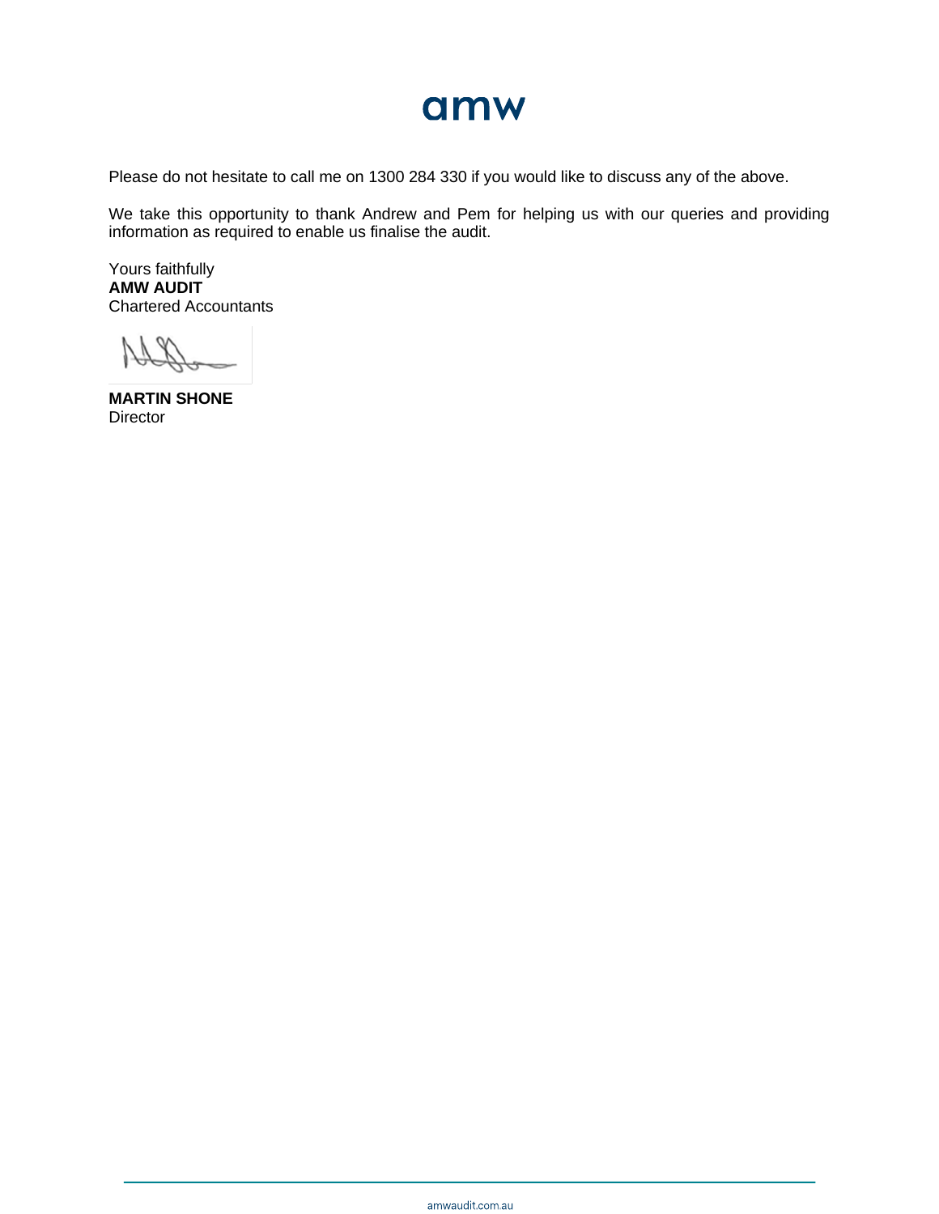Please do not hesitate to call me on 1300 284 330 if you would like to discuss any of the above.

We take this opportunity to thank Andrew and Pem for helping us with our queries and providing information as required to enable us finalise the audit.

Yours faithfully
**AMW AUDIT**
Chartered Accountants

**MARTIN SHONE**
Director